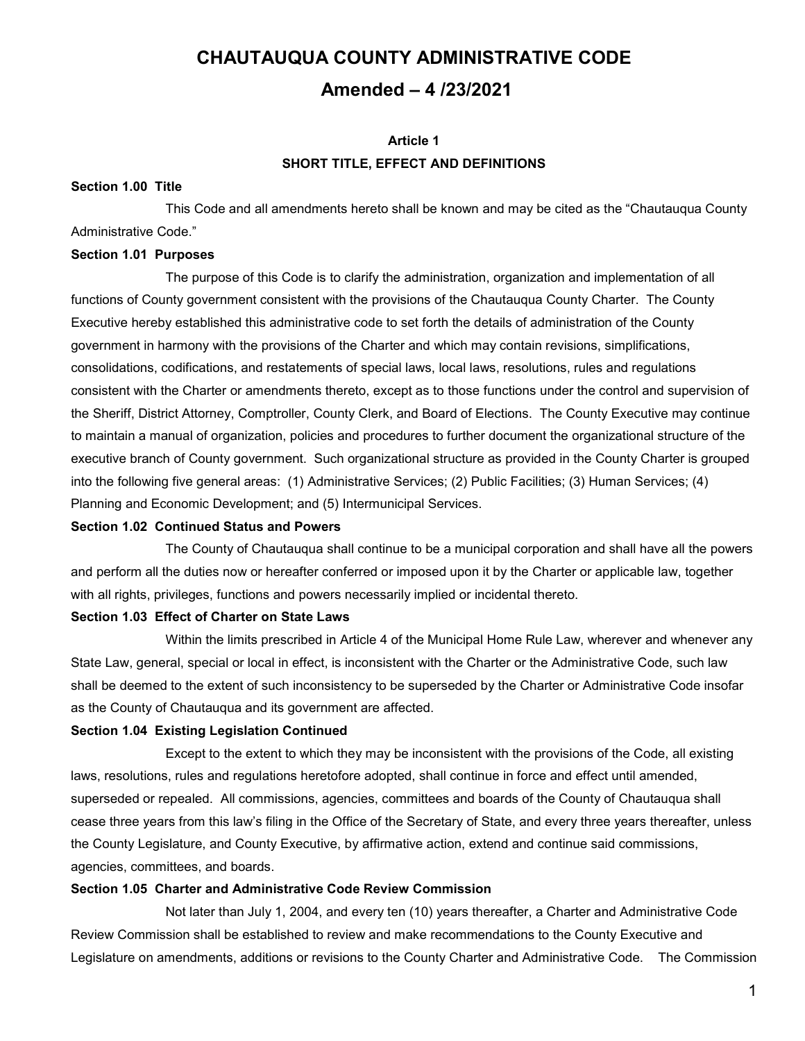# CHAUTAUQUA COUNTY ADMINISTRATIVE CODE

## Amended – 4 /23/2021

### Article 1

### SHORT TITLE, EFFECT AND DEFINITIONS

**Section 1.00 Title**

This Code and all amendments hereto shall be known and may be cited as the "Chautauqua County Administrative Code."

**Section 1.01 Purposes**

The purpose of this Code is to clarify the administration, organization and implementation of all functions of County government consistent with the provisions of the Chautauqua County Charter. The County Executive hereby established this administrative code to set forth the details of administration of the County government in harmony with the provisions of the Charter and which may contain revisions, simplifications, consolidations, codifications, and restatements of special laws, local laws, resolutions, rules and regulations consistent with the Charter or amendments thereto, except as to those functions under the control and supervision of the Sheriff, District Attorney, Comptroller, County Clerk, and Board of Elections. The County Executive may continue to maintain a manual of organization, policies and procedures to further document the organizational structure of the executive branch of County government. Such organizational structure as provided in the County Charter is grouped into the following five general areas: (1) Administrative Services; (2) Public Facilities; (3) Human Services; (4) Planning and Economic Development; and (5) Intermunicipal Services.

**Section 1.02 Continued Status and Powers**

The County of Chautauqua shall continue to be a municipal corporation and shall have all the powers and perform all the duties now or hereafter conferred or imposed upon it by the Charter or applicable law, together with all rights, privileges, functions and powers necessarily implied or incidental thereto.

**Section 1.03 Effect of Charter on State Laws**

Within the limits prescribed in Article 4 of the Municipal Home Rule Law, wherever and whenever any State Law, general, special or local in effect, is inconsistent with the Charter or the Administrative Code, such law shall be deemed to the extent of such inconsistency to be superseded by the Charter or Administrative Code insofar as the County of Chautauqua and its government are affected.

**Section 1.04 Existing Legislation Continued**

Except to the extent to which they may be inconsistent with the provisions of the Code, all existing laws, resolutions, rules and regulations heretofore adopted, shall continue in force and effect until amended, superseded or repealed. All commissions, agencies, committees and boards of the County of Chautauqua shall cease three years from this law's filing in the Office of the Secretary of State, and every three years thereafter, unless the County Legislature, and County Executive, by affirmative action, extend and continue said commissions, agencies, committees, and boards.

**Section 1.05 Charter and Administrative Code Review Commission**

Not later than July 1, 2004, and every ten (10) years thereafter, a Charter and Administrative Code Review Commission shall be established to review and make recommendations to the County Executive and Legislature on amendments, additions or revisions to the County Charter and Administrative Code. The Commission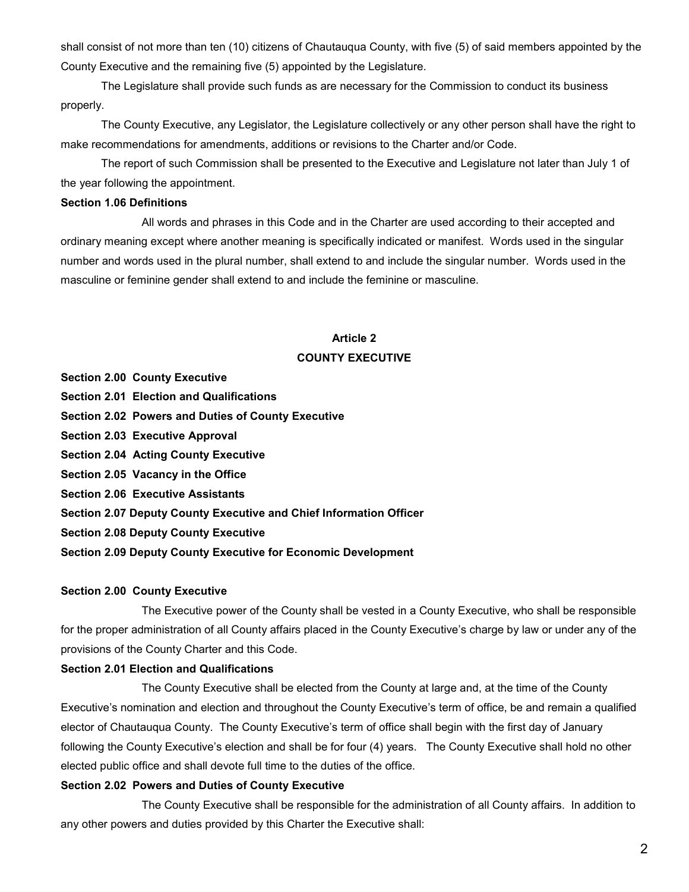shall consist of not more than ten (10) citizens of Chautauqua County, with five (5) of said members appointed by the County Executive and the remaining five (5) appointed by the Legislature.

The Legislature shall provide such funds as are necessary for the Commission to conduct its business properly.

The County Executive, any Legislator, the Legislature collectively or any other person shall have the right to make recommendations for amendments, additions or revisions to the Charter and/or Code.

The report of such Commission shall be presented to the Executive and Legislature not later than July 1 of the year following the appointment.

**Section 1.06 Definitions**

All words and phrases in this Code and in the Charter are used according to their accepted and ordinary meaning except where another meaning is specifically indicated or manifest. Words used in the singular number and words used in the plural number, shall extend to and include the singular number. Words used in the masculine or feminine gender shall extend to and include the feminine or masculine.

## Article 2
## COUNTY EXECUTIVE

**Section 2.00 County Executive**
**Section 2.01 Election and Qualifications**
**Section 2.02 Powers and Duties of County Executive**
**Section 2.03 Executive Approval**
**Section 2.04 Acting County Executive**
**Section 2.05 Vacancy in the Office**
**Section 2.06 Executive Assistants**
**Section 2.07 Deputy County Executive and Chief Information Officer**
**Section 2.08 Deputy County Executive**
**Section 2.09 Deputy County Executive for Economic Development**

**Section 2.00 County Executive**

The Executive power of the County shall be vested in a County Executive, who shall be responsible for the proper administration of all County affairs placed in the County Executive's charge by law or under any of the provisions of the County Charter and this Code.

**Section 2.01 Election and Qualifications**

The County Executive shall be elected from the County at large and, at the time of the County Executive's nomination and election and throughout the County Executive's term of office, be and remain a qualified elector of Chautauqua County. The County Executive's term of office shall begin with the first day of January following the County Executive's election and shall be for four (4) years. The County Executive shall hold no other elected public office and shall devote full time to the duties of the office.

**Section 2.02 Powers and Duties of County Executive**

The County Executive shall be responsible for the administration of all County affairs. In addition to any other powers and duties provided by this Charter the Executive shall: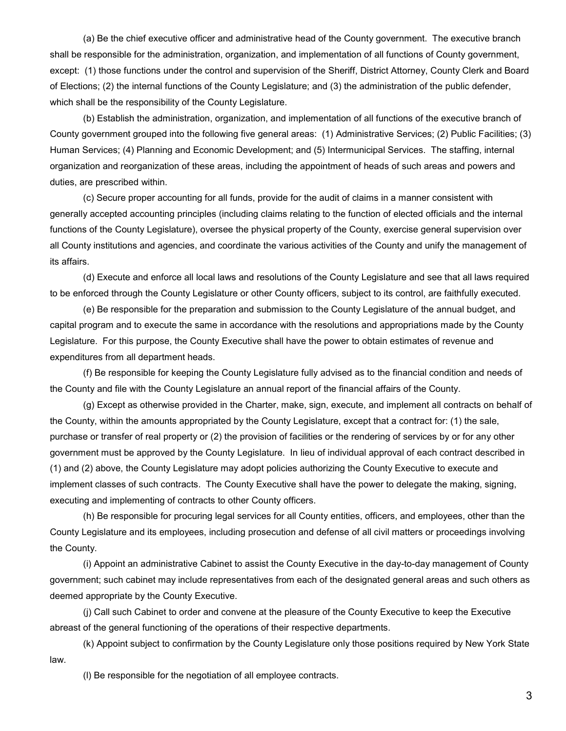(a) Be the chief executive officer and administrative head of the County government. The executive branch shall be responsible for the administration, organization, and implementation of all functions of County government, except: (1) those functions under the control and supervision of the Sheriff, District Attorney, County Clerk and Board of Elections; (2) the internal functions of the County Legislature; and (3) the administration of the public defender, which shall be the responsibility of the County Legislature.

(b) Establish the administration, organization, and implementation of all functions of the executive branch of County government grouped into the following five general areas: (1) Administrative Services; (2) Public Facilities; (3) Human Services; (4) Planning and Economic Development; and (5) Intermunicipal Services. The staffing, internal organization and reorganization of these areas, including the appointment of heads of such areas and powers and duties, are prescribed within.

(c) Secure proper accounting for all funds, provide for the audit of claims in a manner consistent with generally accepted accounting principles (including claims relating to the function of elected officials and the internal functions of the County Legislature), oversee the physical property of the County, exercise general supervision over all County institutions and agencies, and coordinate the various activities of the County and unify the management of its affairs.

(d) Execute and enforce all local laws and resolutions of the County Legislature and see that all laws required to be enforced through the County Legislature or other County officers, subject to its control, are faithfully executed.

(e) Be responsible for the preparation and submission to the County Legislature of the annual budget, and capital program and to execute the same in accordance with the resolutions and appropriations made by the County Legislature. For this purpose, the County Executive shall have the power to obtain estimates of revenue and expenditures from all department heads.

(f) Be responsible for keeping the County Legislature fully advised as to the financial condition and needs of the County and file with the County Legislature an annual report of the financial affairs of the County.

(g) Except as otherwise provided in the Charter, make, sign, execute, and implement all contracts on behalf of the County, within the amounts appropriated by the County Legislature, except that a contract for: (1) the sale, purchase or transfer of real property or (2) the provision of facilities or the rendering of services by or for any other government must be approved by the County Legislature. In lieu of individual approval of each contract described in (1) and (2) above, the County Legislature may adopt policies authorizing the County Executive to execute and implement classes of such contracts. The County Executive shall have the power to delegate the making, signing, executing and implementing of contracts to other County officers.

(h) Be responsible for procuring legal services for all County entities, officers, and employees, other than the County Legislature and its employees, including prosecution and defense of all civil matters or proceedings involving the County.

(i) Appoint an administrative Cabinet to assist the County Executive in the day-to-day management of County government; such cabinet may include representatives from each of the designated general areas and such others as deemed appropriate by the County Executive.

(j) Call such Cabinet to order and convene at the pleasure of the County Executive to keep the Executive abreast of the general functioning of the operations of their respective departments.

(k) Appoint subject to confirmation by the County Legislature only those positions required by New York State law.

(l) Be responsible for the negotiation of all employee contracts.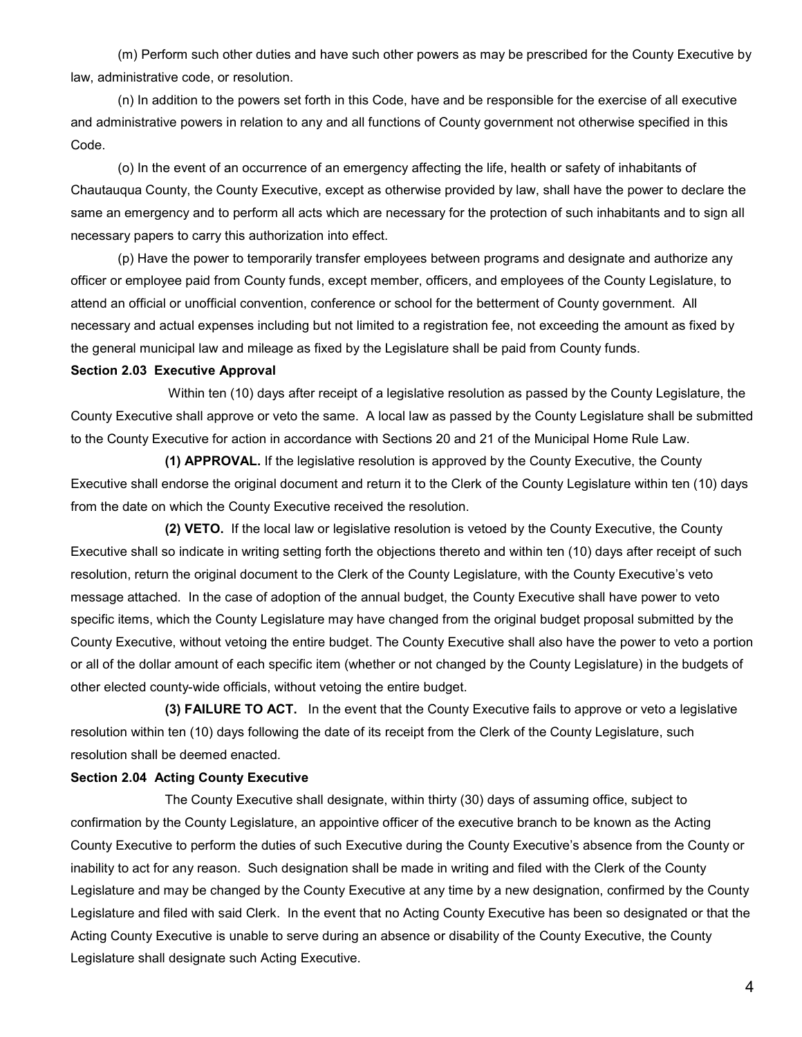(m) Perform such other duties and have such other powers as may be prescribed for the County Executive by law, administrative code, or resolution.

(n) In addition to the powers set forth in this Code, have and be responsible for the exercise of all executive and administrative powers in relation to any and all functions of County government not otherwise specified in this Code.

(o) In the event of an occurrence of an emergency affecting the life, health or safety of inhabitants of Chautauqua County, the County Executive, except as otherwise provided by law, shall have the power to declare the same an emergency and to perform all acts which are necessary for the protection of such inhabitants and to sign all necessary papers to carry this authorization into effect.

(p) Have the power to temporarily transfer employees between programs and designate and authorize any officer or employee paid from County funds, except member, officers, and employees of the County Legislature, to attend an official or unofficial convention, conference or school for the betterment of County government. All necessary and actual expenses including but not limited to a registration fee, not exceeding the amount as fixed by the general municipal law and mileage as fixed by the Legislature shall be paid from County funds.

**Section 2.03 Executive Approval**

Within ten (10) days after receipt of a legislative resolution as passed by the County Legislature, the County Executive shall approve or veto the same. A local law as passed by the County Legislature shall be submitted to the County Executive for action in accordance with Sections 20 and 21 of the Municipal Home Rule Law.

**(1) APPROVAL.** If the legislative resolution is approved by the County Executive, the County Executive shall endorse the original document and return it to the Clerk of the County Legislature within ten (10) days from the date on which the County Executive received the resolution.

**(2) VETO.** If the local law or legislative resolution is vetoed by the County Executive, the County Executive shall so indicate in writing setting forth the objections thereto and within ten (10) days after receipt of such resolution, return the original document to the Clerk of the County Legislature, with the County Executive's veto message attached. In the case of adoption of the annual budget, the County Executive shall have power to veto specific items, which the County Legislature may have changed from the original budget proposal submitted by the County Executive, without vetoing the entire budget. The County Executive shall also have the power to veto a portion or all of the dollar amount of each specific item (whether or not changed by the County Legislature) in the budgets of other elected county-wide officials, without vetoing the entire budget.

**(3) FAILURE TO ACT.** In the event that the County Executive fails to approve or veto a legislative resolution within ten (10) days following the date of its receipt from the Clerk of the County Legislature, such resolution shall be deemed enacted.

**Section 2.04 Acting County Executive**

The County Executive shall designate, within thirty (30) days of assuming office, subject to confirmation by the County Legislature, an appointive officer of the executive branch to be known as the Acting County Executive to perform the duties of such Executive during the County Executive's absence from the County or inability to act for any reason. Such designation shall be made in writing and filed with the Clerk of the County Legislature and may be changed by the County Executive at any time by a new designation, confirmed by the County Legislature and filed with said Clerk. In the event that no Acting County Executive has been so designated or that the Acting County Executive is unable to serve during an absence or disability of the County Executive, the County Legislature shall designate such Acting Executive.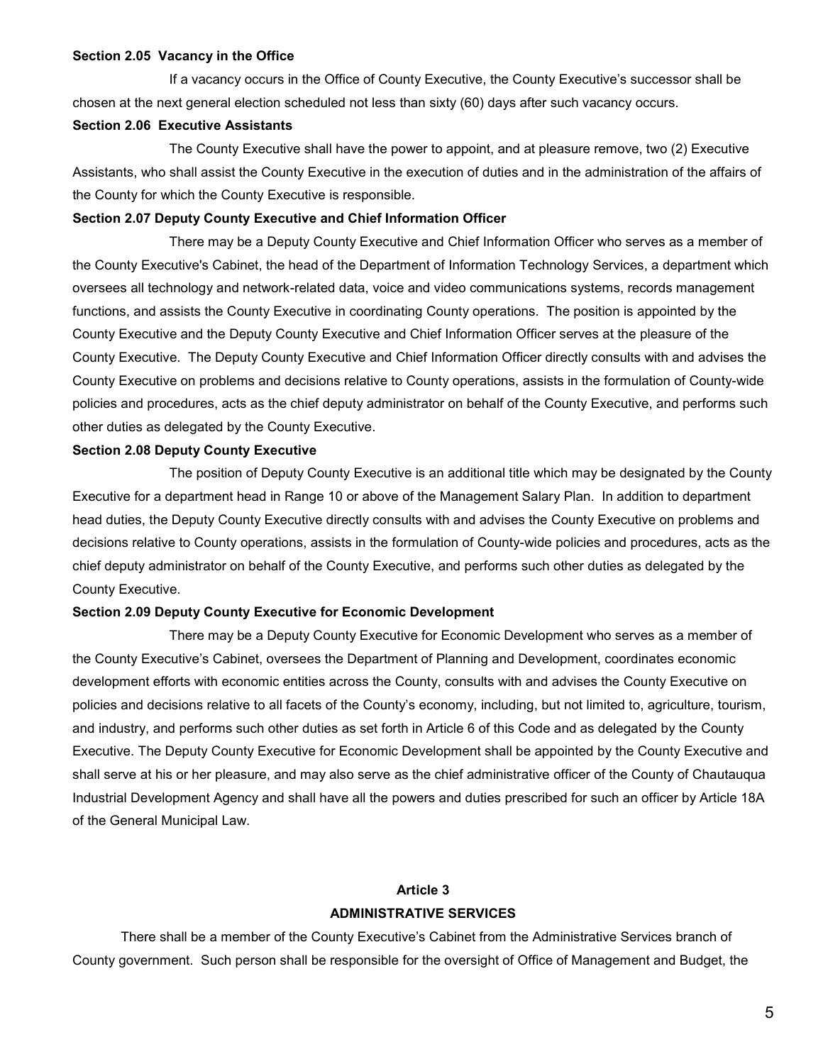**Section 2.05 Vacancy in the Office**

If a vacancy occurs in the Office of County Executive, the County Executive's successor shall be chosen at the next general election scheduled not less than sixty (60) days after such vacancy occurs.

**Section 2.06 Executive Assistants**

The County Executive shall have the power to appoint, and at pleasure remove, two (2) Executive Assistants, who shall assist the County Executive in the execution of duties and in the administration of the affairs of the County for which the County Executive is responsible.

**Section 2.07 Deputy County Executive and Chief Information Officer**

There may be a Deputy County Executive and Chief Information Officer who serves as a member of the County Executive's Cabinet, the head of the Department of Information Technology Services, a department which oversees all technology and network-related data, voice and video communications systems, records management functions, and assists the County Executive in coordinating County operations. The position is appointed by the County Executive and the Deputy County Executive and Chief Information Officer serves at the pleasure of the County Executive. The Deputy County Executive and Chief Information Officer directly consults with and advises the County Executive on problems and decisions relative to County operations, assists in the formulation of County-wide policies and procedures, acts as the chief deputy administrator on behalf of the County Executive, and performs such other duties as delegated by the County Executive.

**Section 2.08 Deputy County Executive**

The position of Deputy County Executive is an additional title which may be designated by the County Executive for a department head in Range 10 or above of the Management Salary Plan. In addition to department head duties, the Deputy County Executive directly consults with and advises the County Executive on problems and decisions relative to County operations, assists in the formulation of County-wide policies and procedures, acts as the chief deputy administrator on behalf of the County Executive, and performs such other duties as delegated by the County Executive.

**Section 2.09 Deputy County Executive for Economic Development**

There may be a Deputy County Executive for Economic Development who serves as a member of the County Executive's Cabinet, oversees the Department of Planning and Development, coordinates economic development efforts with economic entities across the County, consults with and advises the County Executive on policies and decisions relative to all facets of the County's economy, including, but not limited to, agriculture, tourism, and industry, and performs such other duties as set forth in Article 6 of this Code and as delegated by the County Executive. The Deputy County Executive for Economic Development shall be appointed by the County Executive and shall serve at his or her pleasure, and may also serve as the chief administrative officer of the County of Chautauqua Industrial Development Agency and shall have all the powers and duties prescribed for such an officer by Article 18A of the General Municipal Law.

## Article 3
## ADMINISTRATIVE SERVICES

There shall be a member of the County Executive's Cabinet from the Administrative Services branch of County government. Such person shall be responsible for the oversight of Office of Management and Budget, the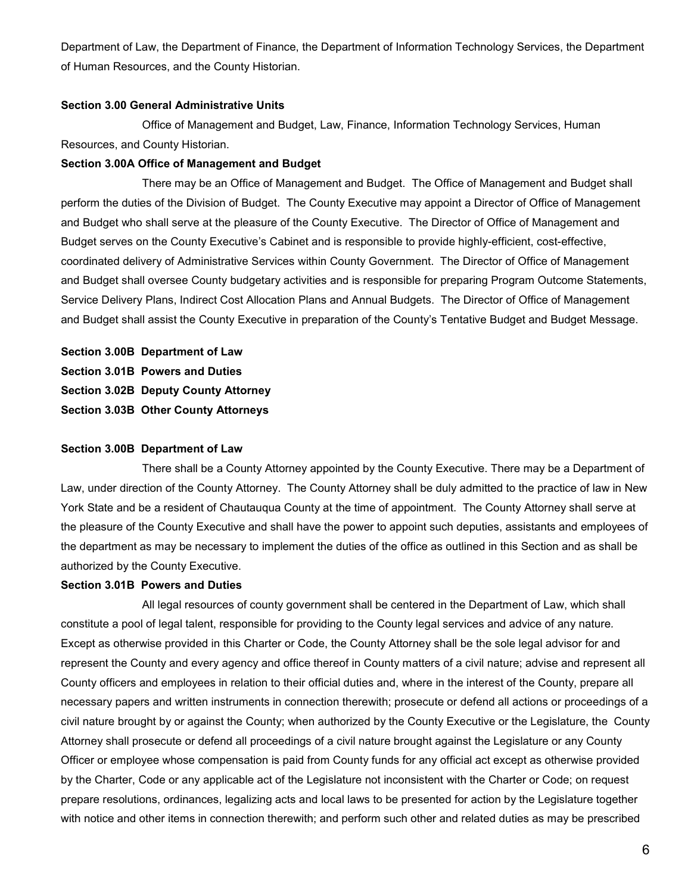Department of Law, the Department of Finance, the Department of Information Technology Services, the Department of Human Resources, and the County Historian.

**Section 3.00 General Administrative Units**

Office of Management and Budget, Law, Finance, Information Technology Services, Human Resources, and County Historian.

**Section 3.00A Office of Management and Budget**

There may be an Office of Management and Budget. The Office of Management and Budget shall perform the duties of the Division of Budget. The County Executive may appoint a Director of Office of Management and Budget who shall serve at the pleasure of the County Executive. The Director of Office of Management and Budget serves on the County Executive's Cabinet and is responsible to provide highly-efficient, cost-effective, coordinated delivery of Administrative Services within County Government. The Director of Office of Management and Budget shall oversee County budgetary activities and is responsible for preparing Program Outcome Statements, Service Delivery Plans, Indirect Cost Allocation Plans and Annual Budgets. The Director of Office of Management and Budget shall assist the County Executive in preparation of the County's Tentative Budget and Budget Message.

**Section 3.00B Department of Law**
**Section 3.01B Powers and Duties**
**Section 3.02B Deputy County Attorney**
**Section 3.03B Other County Attorneys**

**Section 3.00B Department of Law**

There shall be a County Attorney appointed by the County Executive. There may be a Department of Law, under direction of the County Attorney. The County Attorney shall be duly admitted to the practice of law in New York State and be a resident of Chautauqua County at the time of appointment. The County Attorney shall serve at the pleasure of the County Executive and shall have the power to appoint such deputies, assistants and employees of the department as may be necessary to implement the duties of the office as outlined in this Section and as shall be authorized by the County Executive.

**Section 3.01B Powers and Duties**

All legal resources of county government shall be centered in the Department of Law, which shall constitute a pool of legal talent, responsible for providing to the County legal services and advice of any nature. Except as otherwise provided in this Charter or Code, the County Attorney shall be the sole legal advisor for and represent the County and every agency and office thereof in County matters of a civil nature; advise and represent all County officers and employees in relation to their official duties and, where in the interest of the County, prepare all necessary papers and written instruments in connection therewith; prosecute or defend all actions or proceedings of a civil nature brought by or against the County; when authorized by the County Executive or the Legislature, the County Attorney shall prosecute or defend all proceedings of a civil nature brought against the Legislature or any County Officer or employee whose compensation is paid from County funds for any official act except as otherwise provided by the Charter, Code or any applicable act of the Legislature not inconsistent with the Charter or Code; on request prepare resolutions, ordinances, legalizing acts and local laws to be presented for action by the Legislature together with notice and other items in connection therewith; and perform such other and related duties as may be prescribed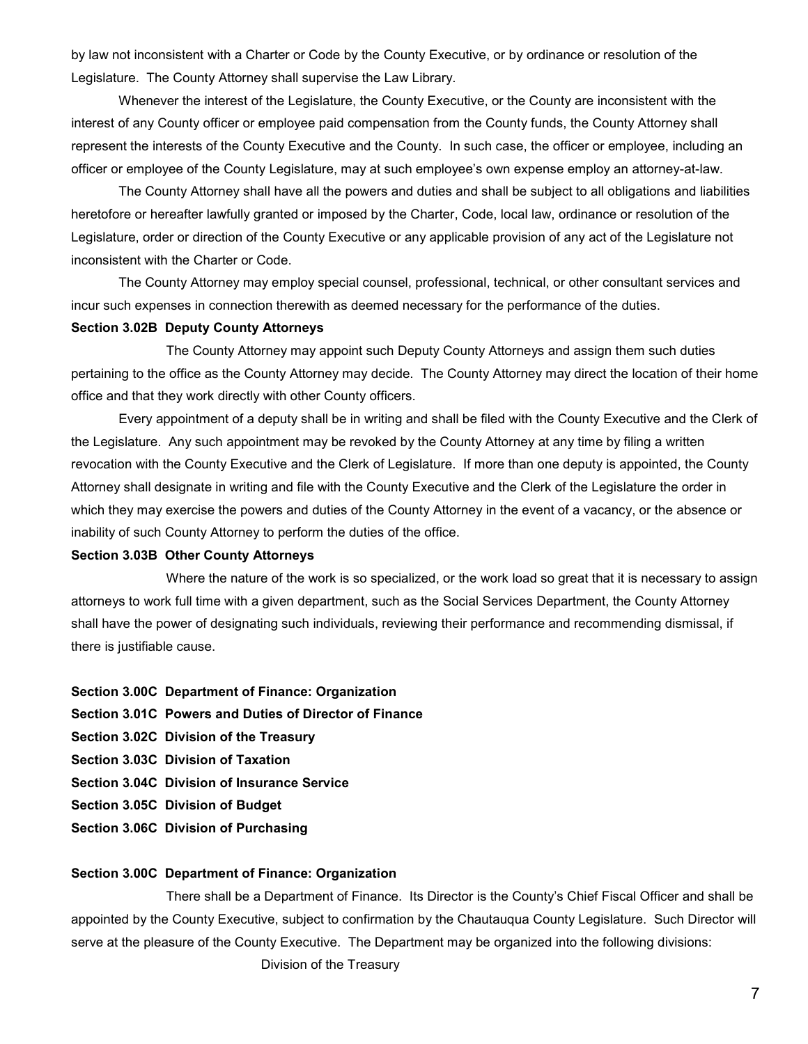by law not inconsistent with a Charter or Code by the County Executive, or by ordinance or resolution of the Legislature. The County Attorney shall supervise the Law Library.

Whenever the interest of the Legislature, the County Executive, or the County are inconsistent with the interest of any County officer or employee paid compensation from the County funds, the County Attorney shall represent the interests of the County Executive and the County. In such case, the officer or employee, including an officer or employee of the County Legislature, may at such employee's own expense employ an attorney-at-law.

The County Attorney shall have all the powers and duties and shall be subject to all obligations and liabilities heretofore or hereafter lawfully granted or imposed by the Charter, Code, local law, ordinance or resolution of the Legislature, order or direction of the County Executive or any applicable provision of any act of the Legislature not inconsistent with the Charter or Code.

The County Attorney may employ special counsel, professional, technical, or other consultant services and incur such expenses in connection therewith as deemed necessary for the performance of the duties.

**Section 3.02B Deputy County Attorneys**

The County Attorney may appoint such Deputy County Attorneys and assign them such duties pertaining to the office as the County Attorney may decide. The County Attorney may direct the location of their home office and that they work directly with other County officers.

Every appointment of a deputy shall be in writing and shall be filed with the County Executive and the Clerk of the Legislature. Any such appointment may be revoked by the County Attorney at any time by filing a written revocation with the County Executive and the Clerk of Legislature. If more than one deputy is appointed, the County Attorney shall designate in writing and file with the County Executive and the Clerk of the Legislature the order in which they may exercise the powers and duties of the County Attorney in the event of a vacancy, or the absence or inability of such County Attorney to perform the duties of the office.

**Section 3.03B Other County Attorneys**

Where the nature of the work is so specialized, or the work load so great that it is necessary to assign attorneys to work full time with a given department, such as the Social Services Department, the County Attorney shall have the power of designating such individuals, reviewing their performance and recommending dismissal, if there is justifiable cause.

**Section 3.00C Department of Finance: Organization**
**Section 3.01C Powers and Duties of Director of Finance**
**Section 3.02C Division of the Treasury**
**Section 3.03C Division of Taxation**
**Section 3.04C Division of Insurance Service**
**Section 3.05C Division of Budget**
**Section 3.06C Division of Purchasing**

**Section 3.00C Department of Finance: Organization**

There shall be a Department of Finance. Its Director is the County's Chief Fiscal Officer and shall be appointed by the County Executive, subject to confirmation by the Chautauqua County Legislature. Such Director will serve at the pleasure of the County Executive. The Department may be organized into the following divisions:

Division of the Treasury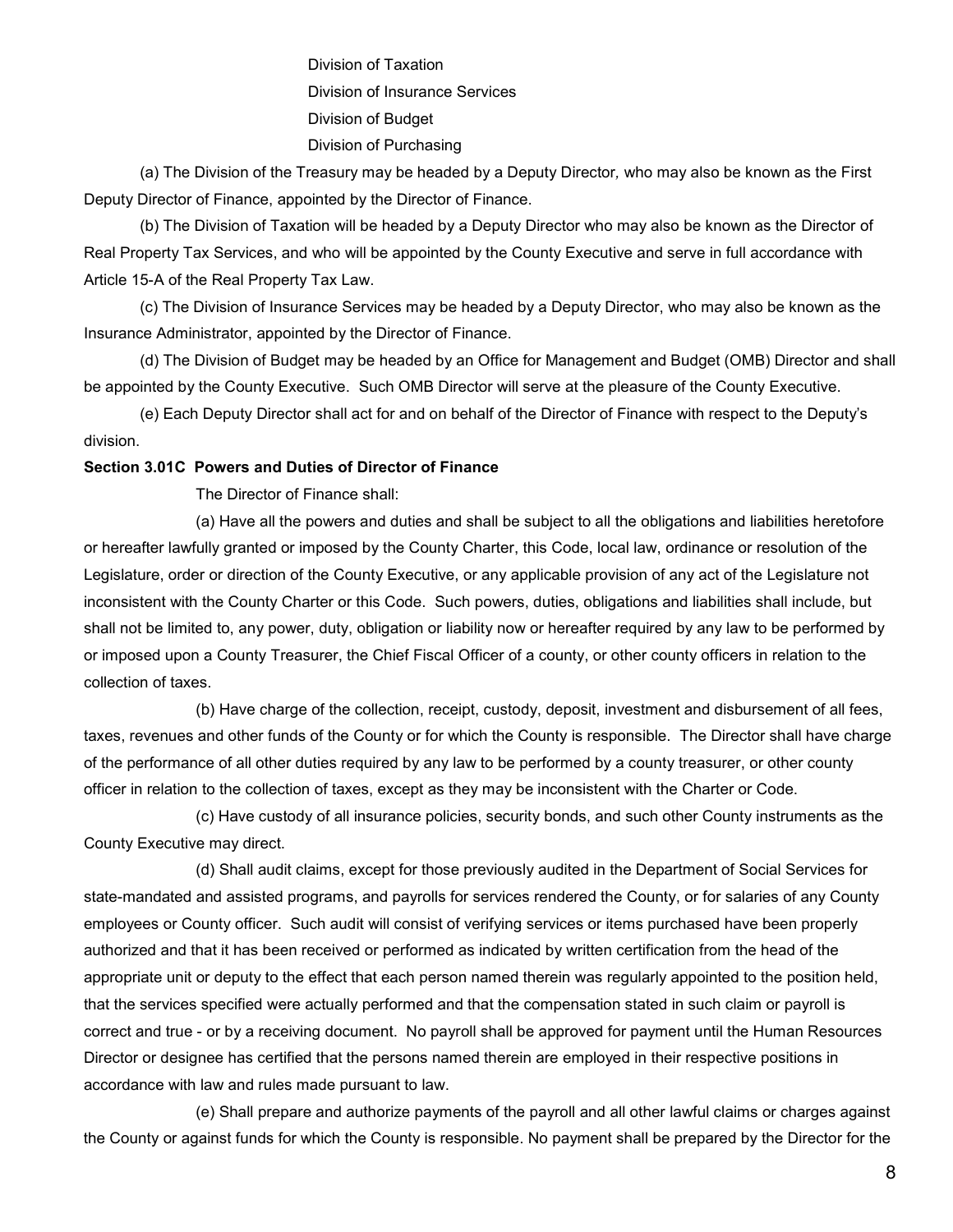Division of Taxation

Division of Insurance Services

Division of Budget

Division of Purchasing

(a) The Division of the Treasury may be headed by a Deputy Director*,* who may also be known as the First Deputy Director of Finance, appointed by the Director of Finance.

(b) The Division of Taxation will be headed by a Deputy Director who may also be known as the Director of Real Property Tax Services, and who will be appointed by the County Executive and serve in full accordance with Article 15-A of the Real Property Tax Law.

(c) The Division of Insurance Services may be headed by a Deputy Director, who may also be known as the Insurance Administrator, appointed by the Director of Finance.

(d) The Division of Budget may be headed by an Office for Management and Budget (OMB) Director and shall be appointed by the County Executive. Such OMB Director will serve at the pleasure of the County Executive.

(e) Each Deputy Director shall act for and on behalf of the Director of Finance with respect to the Deputy's division.

**Section 3.01C Powers and Duties of Director of Finance**

The Director of Finance shall:

(a) Have all the powers and duties and shall be subject to all the obligations and liabilities heretofore or hereafter lawfully granted or imposed by the County Charter, this Code, local law, ordinance or resolution of the Legislature, order or direction of the County Executive, or any applicable provision of any act of the Legislature not inconsistent with the County Charter or this Code. Such powers, duties, obligations and liabilities shall include, but shall not be limited to, any power, duty, obligation or liability now or hereafter required by any law to be performed by or imposed upon a County Treasurer, the Chief Fiscal Officer of a county, or other county officers in relation to the collection of taxes.

(b) Have charge of the collection, receipt, custody, deposit, investment and disbursement of all fees, taxes, revenues and other funds of the County or for which the County is responsible. The Director shall have charge of the performance of all other duties required by any law to be performed by a county treasurer, or other county officer in relation to the collection of taxes, except as they may be inconsistent with the Charter or Code.

(c) Have custody of all insurance policies, security bonds, and such other County instruments as the County Executive may direct.

(d) Shall audit claims, except for those previously audited in the Department of Social Services for state-mandated and assisted programs, and payrolls for services rendered the County, or for salaries of any County employees or County officer. Such audit will consist of verifying services or items purchased have been properly authorized and that it has been received or performed as indicated by written certification from the head of the appropriate unit or deputy to the effect that each person named therein was regularly appointed to the position held, that the services specified were actually performed and that the compensation stated in such claim or payroll is correct and true - or by a receiving document. No payroll shall be approved for payment until the Human Resources Director or designee has certified that the persons named therein are employed in their respective positions in accordance with law and rules made pursuant to law.

(e) Shall prepare and authorize payments of the payroll and all other lawful claims or charges against the County or against funds for which the County is responsible. No payment shall be prepared by the Director for the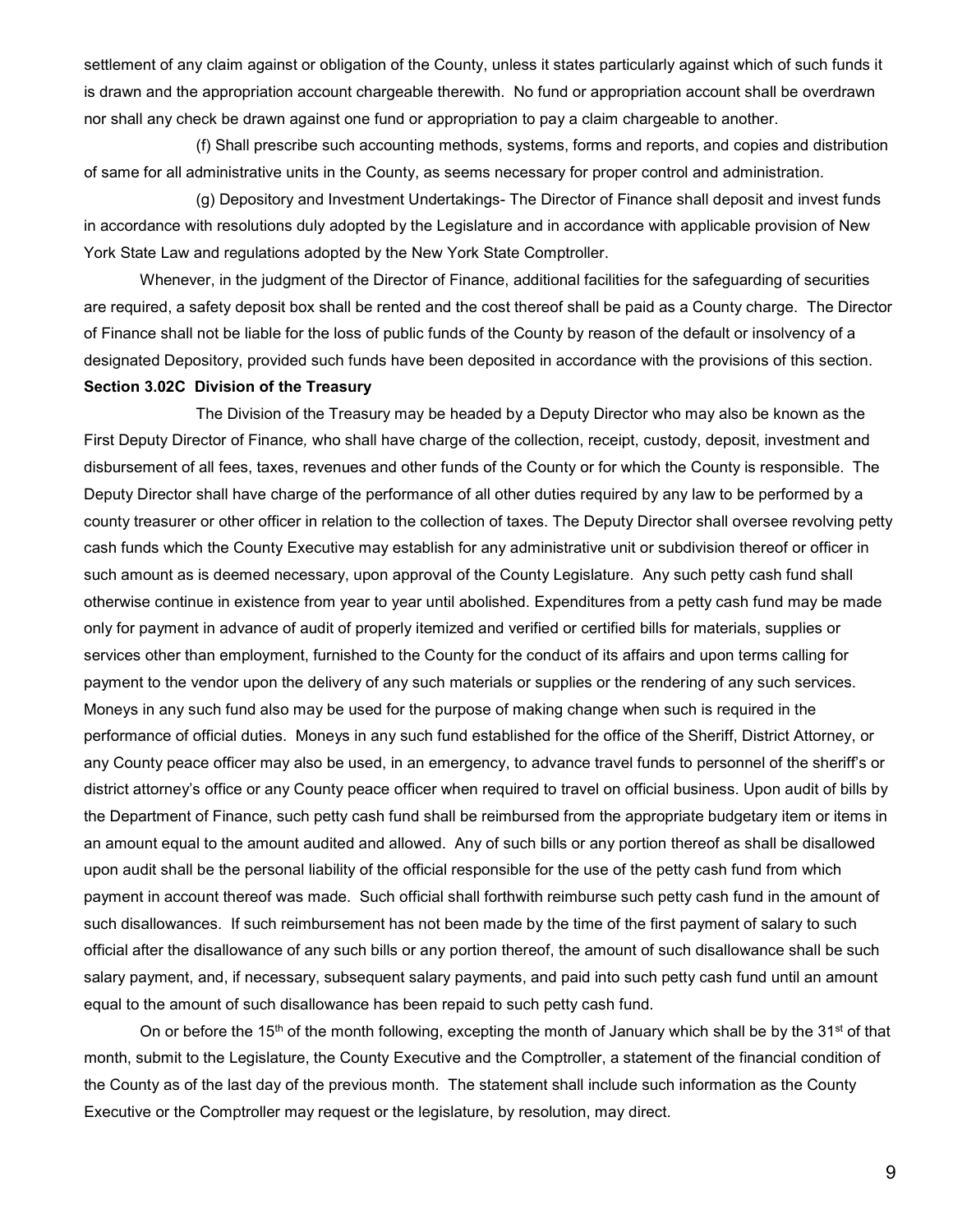settlement of any claim against or obligation of the County, unless it states particularly against which of such funds it is drawn and the appropriation account chargeable therewith. No fund or appropriation account shall be overdrawn nor shall any check be drawn against one fund or appropriation to pay a claim chargeable to another.

(f) Shall prescribe such accounting methods, systems, forms and reports, and copies and distribution of same for all administrative units in the County, as seems necessary for proper control and administration.

(g) Depository and Investment Undertakings- The Director of Finance shall deposit and invest funds in accordance with resolutions duly adopted by the Legislature and in accordance with applicable provision of New York State Law and regulations adopted by the New York State Comptroller.

Whenever, in the judgment of the Director of Finance, additional facilities for the safeguarding of securities are required, a safety deposit box shall be rented and the cost thereof shall be paid as a County charge. The Director of Finance shall not be liable for the loss of public funds of the County by reason of the default or insolvency of a designated Depository, provided such funds have been deposited in accordance with the provisions of this section.

**Section 3.02C Division of the Treasury**

The Division of the Treasury may be headed by a Deputy Director who may also be known as the First Deputy Director of Finance*,* who shall have charge of the collection, receipt, custody, deposit, investment and disbursement of all fees, taxes, revenues and other funds of the County or for which the County is responsible. The Deputy Director shall have charge of the performance of all other duties required by any law to be performed by a county treasurer or other officer in relation to the collection of taxes. The Deputy Director shall oversee revolving petty cash funds which the County Executive may establish for any administrative unit or subdivision thereof or officer in such amount as is deemed necessary, upon approval of the County Legislature. Any such petty cash fund shall otherwise continue in existence from year to year until abolished. Expenditures from a petty cash fund may be made only for payment in advance of audit of properly itemized and verified or certified bills for materials, supplies or services other than employment, furnished to the County for the conduct of its affairs and upon terms calling for payment to the vendor upon the delivery of any such materials or supplies or the rendering of any such services. Moneys in any such fund also may be used for the purpose of making change when such is required in the performance of official duties. Moneys in any such fund established for the office of the Sheriff, District Attorney, or any County peace officer may also be used, in an emergency, to advance travel funds to personnel of the sheriff's or district attorney's office or any County peace officer when required to travel on official business. Upon audit of bills by the Department of Finance, such petty cash fund shall be reimbursed from the appropriate budgetary item or items in an amount equal to the amount audited and allowed. Any of such bills or any portion thereof as shall be disallowed upon audit shall be the personal liability of the official responsible for the use of the petty cash fund from which payment in account thereof was made. Such official shall forthwith reimburse such petty cash fund in the amount of such disallowances. If such reimbursement has not been made by the time of the first payment of salary to such official after the disallowance of any such bills or any portion thereof, the amount of such disallowance shall be such salary payment, and, if necessary, subsequent salary payments, and paid into such petty cash fund until an amount equal to the amount of such disallowance has been repaid to such petty cash fund.

On or before the 15th of the month following, excepting the month of January which shall be by the 31st of that month, submit to the Legislature, the County Executive and the Comptroller, a statement of the financial condition of the County as of the last day of the previous month. The statement shall include such information as the County Executive or the Comptroller may request or the legislature, by resolution, may direct.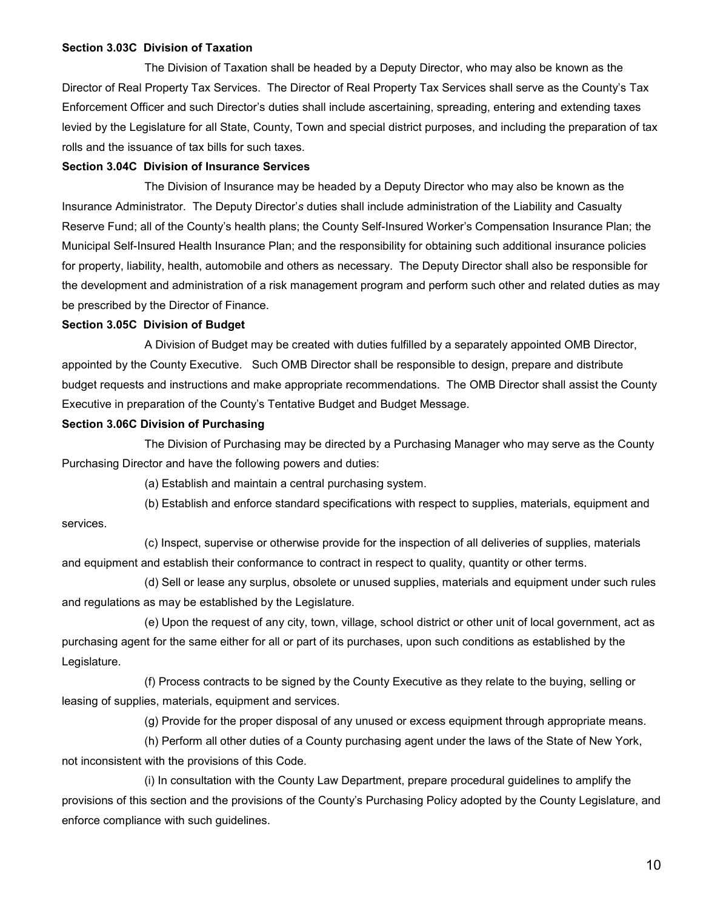**Section 3.03C Division of Taxation**

The Division of Taxation shall be headed by a Deputy Director, who may also be known as the Director of Real Property Tax Services. The Director of Real Property Tax Services shall serve as the County's Tax Enforcement Officer and such Director's duties shall include ascertaining, spreading, entering and extending taxes levied by the Legislature for all State, County, Town and special district purposes, and including the preparation of tax rolls and the issuance of tax bills for such taxes.

**Section 3.04C Division of Insurance Services**

The Division of Insurance may be headed by a Deputy Director who may also be known as the Insurance Administrator. The Deputy Director's duties shall include administration of the Liability and Casualty Reserve Fund; all of the County's health plans; the County Self-Insured Worker's Compensation Insurance Plan; the Municipal Self-Insured Health Insurance Plan; and the responsibility for obtaining such additional insurance policies for property, liability, health, automobile and others as necessary. The Deputy Director shall also be responsible for the development and administration of a risk management program and perform such other and related duties as may be prescribed by the Director of Finance.

**Section 3.05C Division of Budget**

A Division of Budget may be created with duties fulfilled by a separately appointed OMB Director, appointed by the County Executive. Such OMB Director shall be responsible to design, prepare and distribute budget requests and instructions and make appropriate recommendations. The OMB Director shall assist the County Executive in preparation of the County's Tentative Budget and Budget Message.

**Section 3.06C Division of Purchasing**

The Division of Purchasing may be directed by a Purchasing Manager who may serve as the County Purchasing Director and have the following powers and duties:

(a) Establish and maintain a central purchasing system.

(b) Establish and enforce standard specifications with respect to supplies, materials, equipment and services.

(c) Inspect, supervise or otherwise provide for the inspection of all deliveries of supplies, materials and equipment and establish their conformance to contract in respect to quality, quantity or other terms.

(d) Sell or lease any surplus, obsolete or unused supplies, materials and equipment under such rules and regulations as may be established by the Legislature.

(e) Upon the request of any city, town, village, school district or other unit of local government, act as purchasing agent for the same either for all or part of its purchases, upon such conditions as established by the Legislature.

(f) Process contracts to be signed by the County Executive as they relate to the buying, selling or leasing of supplies, materials, equipment and services.

(g) Provide for the proper disposal of any unused or excess equipment through appropriate means.

(h) Perform all other duties of a County purchasing agent under the laws of the State of New York, not inconsistent with the provisions of this Code.

(i) In consultation with the County Law Department, prepare procedural guidelines to amplify the provisions of this section and the provisions of the County's Purchasing Policy adopted by the County Legislature, and enforce compliance with such guidelines.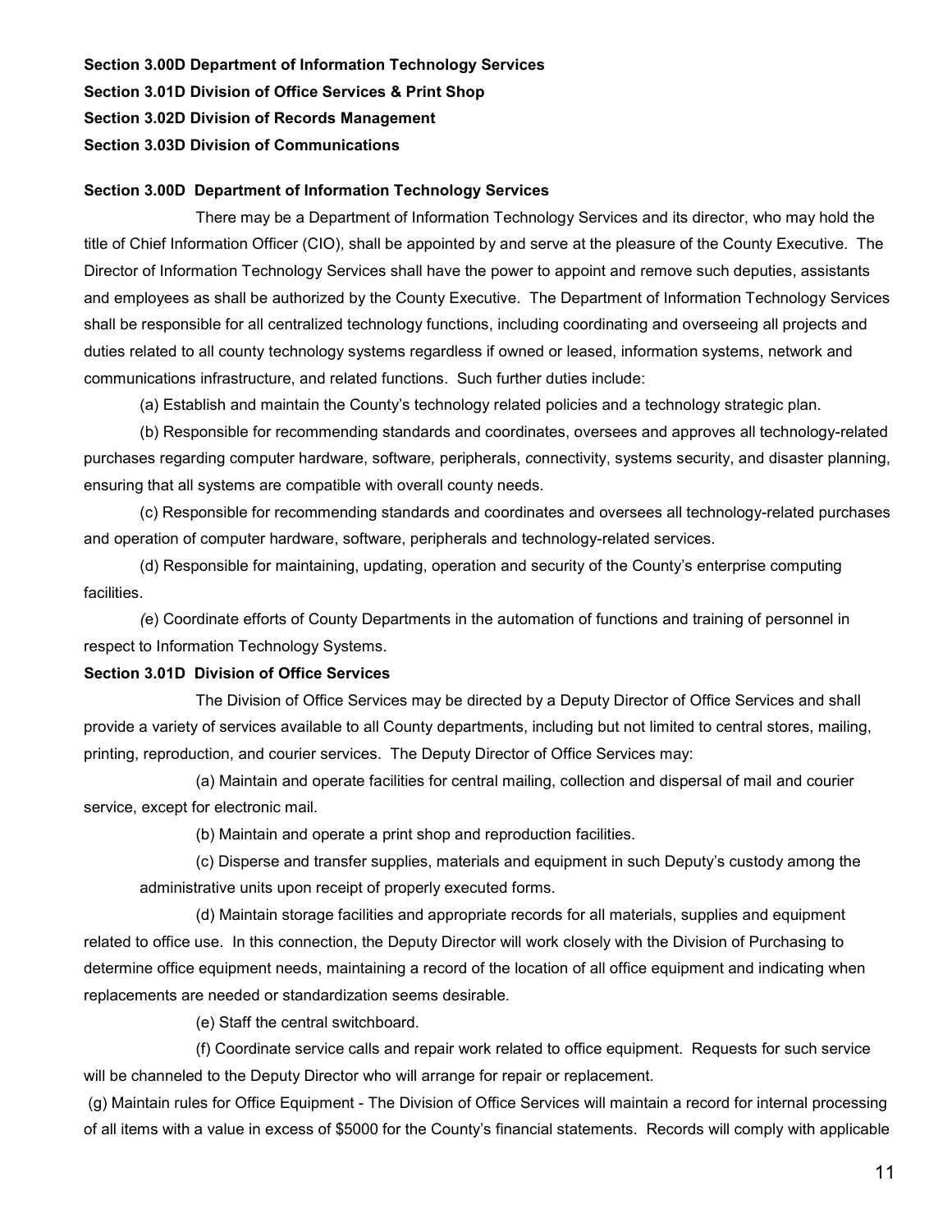**Section 3.00D Department of Information Technology Services**

**Section 3.01D Division of Office Services & Print Shop**

**Section 3.02D Division of Records Management**

**Section 3.03D Division of Communications**

**Section 3.00D Department of Information Technology Services**

There may be a Department of Information Technology Services and its director, who may hold the title of Chief Information Officer (CIO), shall be appointed by and serve at the pleasure of the County Executive. The Director of Information Technology Services shall have the power to appoint and remove such deputies, assistants and employees as shall be authorized by the County Executive. The Department of Information Technology Services shall be responsible for all centralized technology functions, including coordinating and overseeing all projects and duties related to all county technology systems regardless if owned or leased, information systems, network and communications infrastructure, and related functions. Such further duties include:

(a) Establish and maintain the County's technology related policies and a technology strategic plan.

(b) Responsible for recommending standards and coordinates, oversees and approves all technology-related purchases regarding computer hardware, software, peripherals, connectivity, systems security, and disaster planning, ensuring that all systems are compatible with overall county needs.

(c) Responsible for recommending standards and coordinates and oversees all technology-related purchases and operation of computer hardware, software, peripherals and technology-related services.

(d) Responsible for maintaining, updating, operation and security of the County's enterprise computing facilities.

(e) Coordinate efforts of County Departments in the automation of functions and training of personnel in respect to Information Technology Systems.

**Section 3.01D Division of Office Services**

The Division of Office Services may be directed by a Deputy Director of Office Services and shall provide a variety of services available to all County departments, including but not limited to central stores, mailing, printing, reproduction, and courier services. The Deputy Director of Office Services may:

(a) Maintain and operate facilities for central mailing, collection and dispersal of mail and courier service, except for electronic mail.

(b) Maintain and operate a print shop and reproduction facilities.

(c) Disperse and transfer supplies, materials and equipment in such Deputy's custody among the administrative units upon receipt of properly executed forms.

(d) Maintain storage facilities and appropriate records for all materials, supplies and equipment related to office use. In this connection, the Deputy Director will work closely with the Division of Purchasing to determine office equipment needs, maintaining a record of the location of all office equipment and indicating when replacements are needed or standardization seems desirable.

(e) Staff the central switchboard.

(f) Coordinate service calls and repair work related to office equipment. Requests for such service will be channeled to the Deputy Director who will arrange for repair or replacement.

(g) Maintain rules for Office Equipment - The Division of Office Services will maintain a record for internal processing of all items with a value in excess of $5000 for the County's financial statements. Records will comply with applicable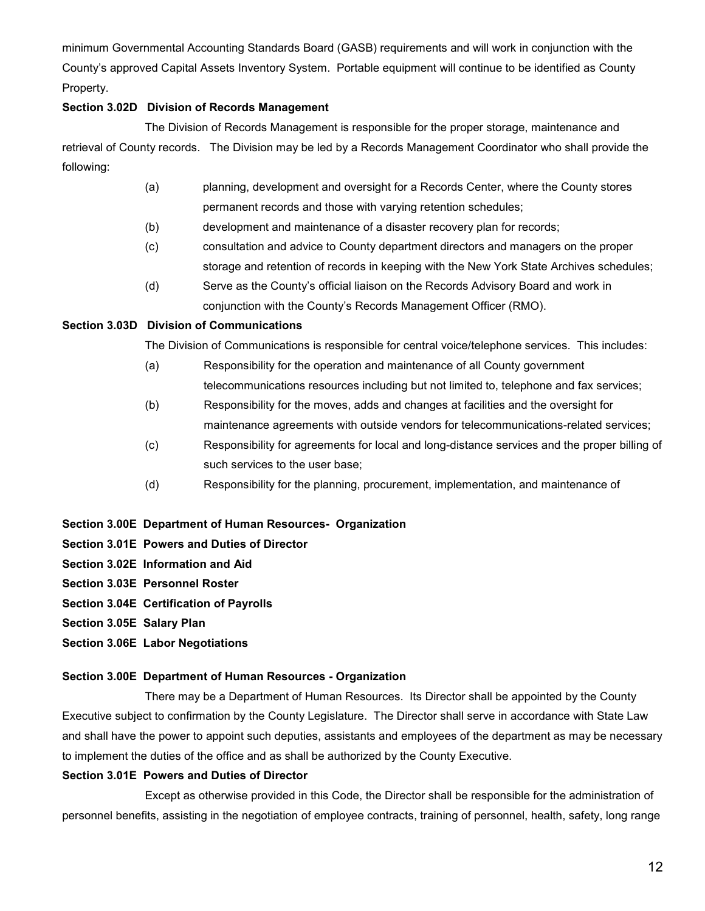minimum Governmental Accounting Standards Board (GASB) requirements and will work in conjunction with the County's approved Capital Assets Inventory System. Portable equipment will continue to be identified as County Property.

**Section 3.02D Division of Records Management**

The Division of Records Management is responsible for the proper storage, maintenance and retrieval of County records. The Division may be led by a Records Management Coordinator who shall provide the following:

(a) planning, development and oversight for a Records Center, where the County stores permanent records and those with varying retention schedules;

(b) development and maintenance of a disaster recovery plan for records;

(c) consultation and advice to County department directors and managers on the proper storage and retention of records in keeping with the New York State Archives schedules;

(d) Serve as the County's official liaison on the Records Advisory Board and work in conjunction with the County's Records Management Officer (RMO).

**Section 3.03D Division of Communications**

The Division of Communications is responsible for central voice/telephone services. This includes:

(a) Responsibility for the operation and maintenance of all County government telecommunications resources including but not limited to, telephone and fax services;

(b) Responsibility for the moves, adds and changes at facilities and the oversight for maintenance agreements with outside vendors for telecommunications-related services;

(c) Responsibility for agreements for local and long-distance services and the proper billing of such services to the user base;

(d) Responsibility for the planning, procurement, implementation, and maintenance of

**Section 3.00E Department of Human Resources- Organization**
**Section 3.01E Powers and Duties of Director**
**Section 3.02E Information and Aid**
**Section 3.03E Personnel Roster**
**Section 3.04E Certification of Payrolls**
**Section 3.05E Salary Plan**
**Section 3.06E Labor Negotiations**

**Section 3.00E Department of Human Resources - Organization**

There may be a Department of Human Resources. Its Director shall be appointed by the County Executive subject to confirmation by the County Legislature. The Director shall serve in accordance with State Law and shall have the power to appoint such deputies, assistants and employees of the department as may be necessary to implement the duties of the office and as shall be authorized by the County Executive.

**Section 3.01E Powers and Duties of Director**

Except as otherwise provided in this Code, the Director shall be responsible for the administration of personnel benefits, assisting in the negotiation of employee contracts, training of personnel, health, safety, long range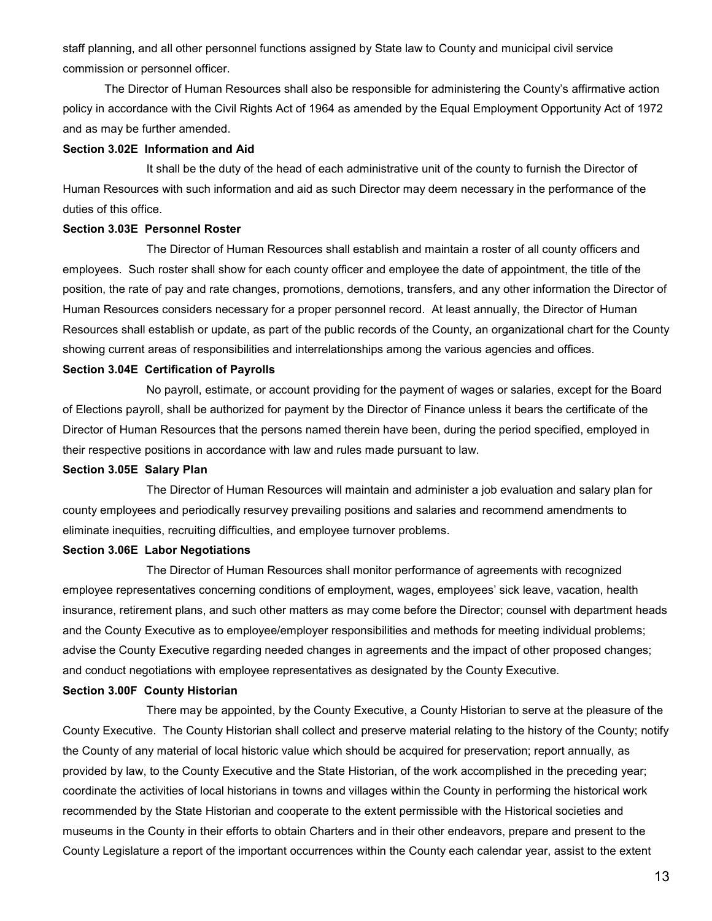staff planning, and all other personnel functions assigned by State law to County and municipal civil service commission or personnel officer.

The Director of Human Resources shall also be responsible for administering the County's affirmative action policy in accordance with the Civil Rights Act of 1964 as amended by the Equal Employment Opportunity Act of 1972 and as may be further amended.

**Section 3.02E Information and Aid**

It shall be the duty of the head of each administrative unit of the county to furnish the Director of Human Resources with such information and aid as such Director may deem necessary in the performance of the duties of this office.

**Section 3.03E Personnel Roster**

The Director of Human Resources shall establish and maintain a roster of all county officers and employees. Such roster shall show for each county officer and employee the date of appointment, the title of the position, the rate of pay and rate changes, promotions, demotions, transfers, and any other information the Director of Human Resources considers necessary for a proper personnel record. At least annually, the Director of Human Resources shall establish or update, as part of the public records of the County, an organizational chart for the County showing current areas of responsibilities and interrelationships among the various agencies and offices.

**Section 3.04E Certification of Payrolls**

No payroll, estimate, or account providing for the payment of wages or salaries, except for the Board of Elections payroll, shall be authorized for payment by the Director of Finance unless it bears the certificate of the Director of Human Resources that the persons named therein have been, during the period specified, employed in their respective positions in accordance with law and rules made pursuant to law.

**Section 3.05E Salary Plan**

The Director of Human Resources will maintain and administer a job evaluation and salary plan for county employees and periodically resurvey prevailing positions and salaries and recommend amendments to eliminate inequities, recruiting difficulties, and employee turnover problems.

**Section 3.06E Labor Negotiations**

The Director of Human Resources shall monitor performance of agreements with recognized employee representatives concerning conditions of employment, wages, employees' sick leave, vacation, health insurance, retirement plans, and such other matters as may come before the Director; counsel with department heads and the County Executive as to employee/employer responsibilities and methods for meeting individual problems; advise the County Executive regarding needed changes in agreements and the impact of other proposed changes; and conduct negotiations with employee representatives as designated by the County Executive.

**Section 3.00F County Historian**

There may be appointed, by the County Executive, a County Historian to serve at the pleasure of the County Executive. The County Historian shall collect and preserve material relating to the history of the County; notify the County of any material of local historic value which should be acquired for preservation; report annually, as provided by law, to the County Executive and the State Historian, of the work accomplished in the preceding year; coordinate the activities of local historians in towns and villages within the County in performing the historical work recommended by the State Historian and cooperate to the extent permissible with the Historical societies and museums in the County in their efforts to obtain Charters and in their other endeavors, prepare and present to the County Legislature a report of the important occurrences within the County each calendar year, assist to the extent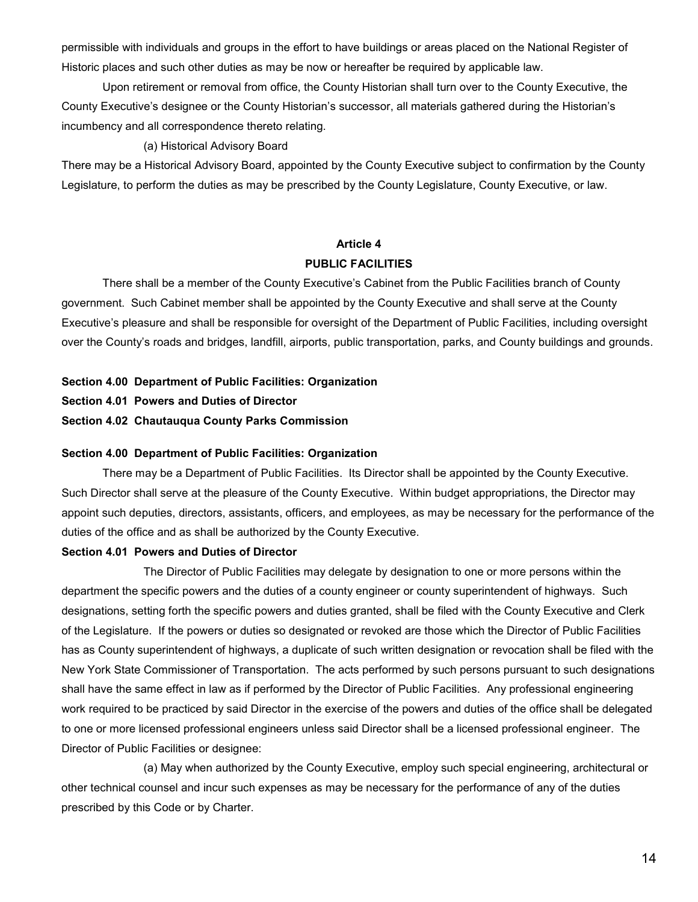permissible with individuals and groups in the effort to have buildings or areas placed on the National Register of Historic places and such other duties as may be now or hereafter be required by applicable law.

Upon retirement or removal from office, the County Historian shall turn over to the County Executive, the County Executive's designee or the County Historian's successor, all materials gathered during the Historian's incumbency and all correspondence thereto relating.

(a) Historical Advisory Board

There may be a Historical Advisory Board, appointed by the County Executive subject to confirmation by the County Legislature, to perform the duties as may be prescribed by the County Legislature, County Executive, or law.

## Article 4
## PUBLIC FACILITIES

There shall be a member of the County Executive's Cabinet from the Public Facilities branch of County government. Such Cabinet member shall be appointed by the County Executive and shall serve at the County Executive's pleasure and shall be responsible for oversight of the Department of Public Facilities, including oversight over the County's roads and bridges, landfill, airports, public transportation, parks, and County buildings and grounds.

**Section 4.00 Department of Public Facilities: Organization**
**Section 4.01 Powers and Duties of Director**
**Section 4.02 Chautauqua County Parks Commission**

### Section 4.00 Department of Public Facilities: Organization

There may be a Department of Public Facilities. Its Director shall be appointed by the County Executive. Such Director shall serve at the pleasure of the County Executive. Within budget appropriations, the Director may appoint such deputies, directors, assistants, officers, and employees, as may be necessary for the performance of the duties of the office and as shall be authorized by the County Executive.

### Section 4.01 Powers and Duties of Director

The Director of Public Facilities may delegate by designation to one or more persons within the department the specific powers and the duties of a county engineer or county superintendent of highways. Such designations, setting forth the specific powers and duties granted, shall be filed with the County Executive and Clerk of the Legislature. If the powers or duties so designated or revoked are those which the Director of Public Facilities has as County superintendent of highways, a duplicate of such written designation or revocation shall be filed with the New York State Commissioner of Transportation. The acts performed by such persons pursuant to such designations shall have the same effect in law as if performed by the Director of Public Facilities. Any professional engineering work required to be practiced by said Director in the exercise of the powers and duties of the office shall be delegated to one or more licensed professional engineers unless said Director shall be a licensed professional engineer. The Director of Public Facilities or designee:

(a) May when authorized by the County Executive, employ such special engineering, architectural or other technical counsel and incur such expenses as may be necessary for the performance of any of the duties prescribed by this Code or by Charter.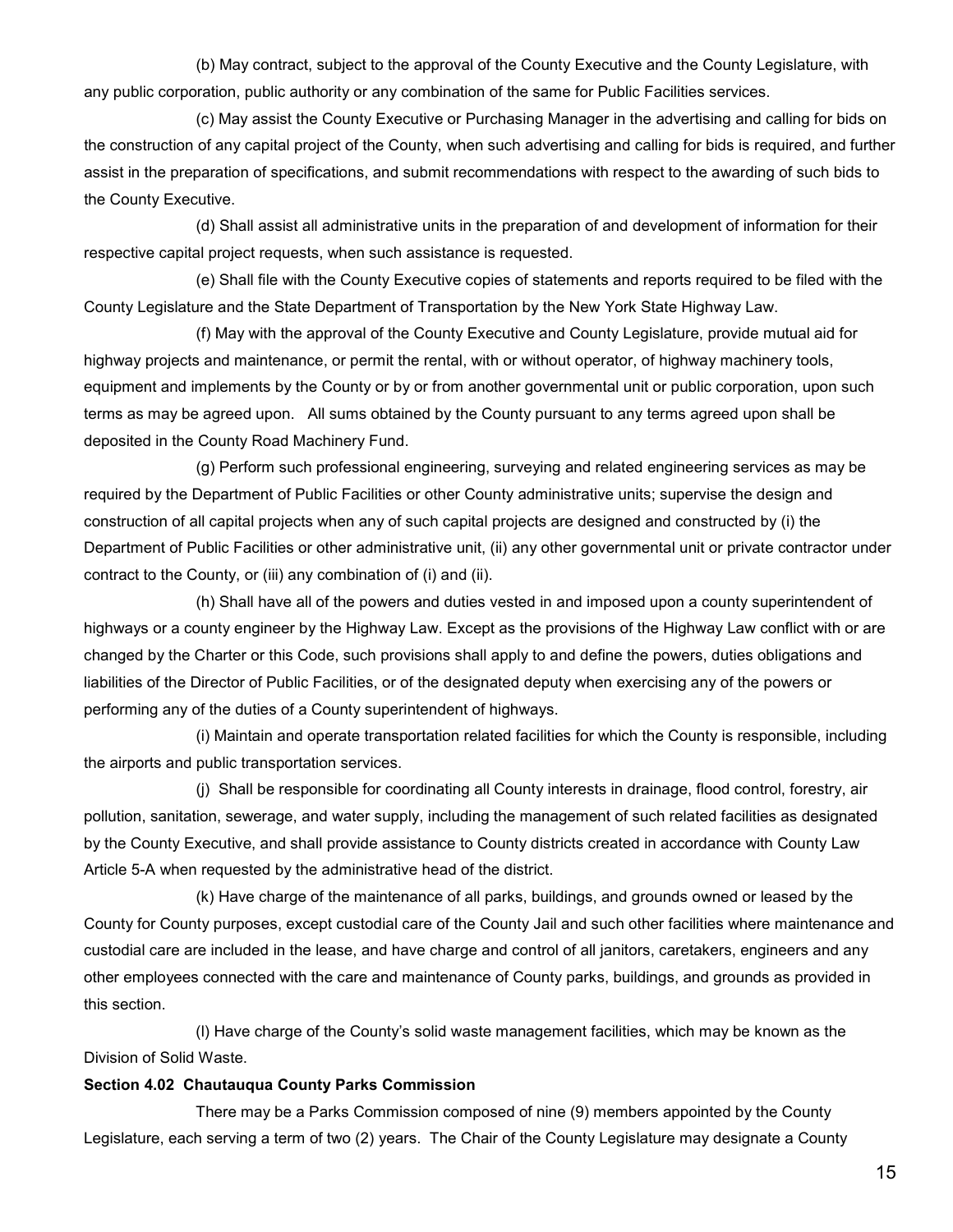(b) May contract, subject to the approval of the County Executive and the County Legislature, with any public corporation, public authority or any combination of the same for Public Facilities services.

(c) May assist the County Executive or Purchasing Manager in the advertising and calling for bids on the construction of any capital project of the County, when such advertising and calling for bids is required, and further assist in the preparation of specifications, and submit recommendations with respect to the awarding of such bids to the County Executive.

(d) Shall assist all administrative units in the preparation of and development of information for their respective capital project requests, when such assistance is requested.

(e) Shall file with the County Executive copies of statements and reports required to be filed with the County Legislature and the State Department of Transportation by the New York State Highway Law.

(f) May with the approval of the County Executive and County Legislature, provide mutual aid for highway projects and maintenance, or permit the rental, with or without operator, of highway machinery tools, equipment and implements by the County or by or from another governmental unit or public corporation, upon such terms as may be agreed upon. All sums obtained by the County pursuant to any terms agreed upon shall be deposited in the County Road Machinery Fund.

(g) Perform such professional engineering, surveying and related engineering services as may be required by the Department of Public Facilities or other County administrative units; supervise the design and construction of all capital projects when any of such capital projects are designed and constructed by (i) the Department of Public Facilities or other administrative unit, (ii) any other governmental unit or private contractor under contract to the County, or (iii) any combination of (i) and (ii).

(h) Shall have all of the powers and duties vested in and imposed upon a county superintendent of highways or a county engineer by the Highway Law. Except as the provisions of the Highway Law conflict with or are changed by the Charter or this Code, such provisions shall apply to and define the powers, duties obligations and liabilities of the Director of Public Facilities, or of the designated deputy when exercising any of the powers or performing any of the duties of a County superintendent of highways.

(i) Maintain and operate transportation related facilities for which the County is responsible, including the airports and public transportation services.

(j) Shall be responsible for coordinating all County interests in drainage, flood control, forestry, air pollution, sanitation, sewerage, and water supply, including the management of such related facilities as designated by the County Executive, and shall provide assistance to County districts created in accordance with County Law Article 5-A when requested by the administrative head of the district.

(k) Have charge of the maintenance of all parks, buildings, and grounds owned or leased by the County for County purposes, except custodial care of the County Jail and such other facilities where maintenance and custodial care are included in the lease, and have charge and control of all janitors, caretakers, engineers and any other employees connected with the care and maintenance of County parks, buildings, and grounds as provided in this section.

(l) Have charge of the County's solid waste management facilities, which may be known as the Division of Solid Waste.

**Section 4.02 Chautauqua County Parks Commission**

There may be a Parks Commission composed of nine (9) members appointed by the County Legislature, each serving a term of two (2) years. The Chair of the County Legislature may designate a County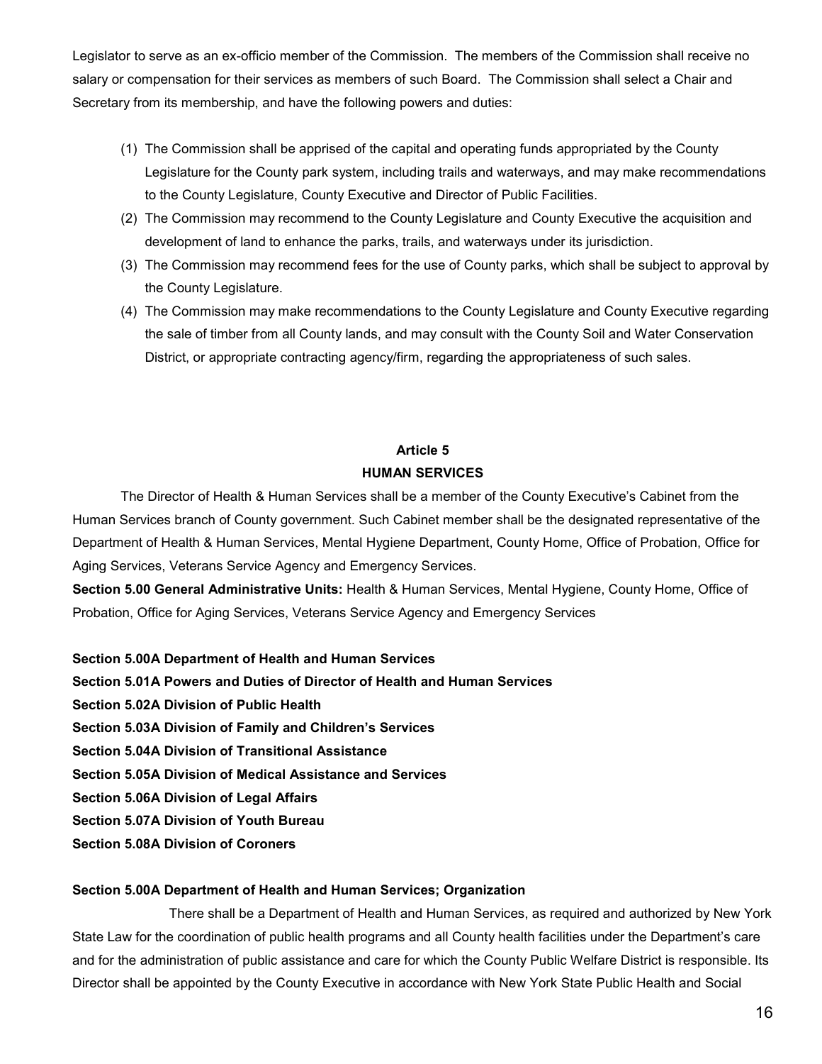Legislator to serve as an ex-officio member of the Commission. The members of the Commission shall receive no salary or compensation for their services as members of such Board. The Commission shall select a Chair and Secretary from its membership, and have the following powers and duties:

(1) The Commission shall be apprised of the capital and operating funds appropriated by the County Legislature for the County park system, including trails and waterways, and may make recommendations to the County Legislature, County Executive and Director of Public Facilities.
(2) The Commission may recommend to the County Legislature and County Executive the acquisition and development of land to enhance the parks, trails, and waterways under its jurisdiction.
(3) The Commission may recommend fees for the use of County parks, which shall be subject to approval by the County Legislature.
(4) The Commission may make recommendations to the County Legislature and County Executive regarding the sale of timber from all County lands, and may consult with the County Soil and Water Conservation District, or appropriate contracting agency/firm, regarding the appropriateness of such sales.

## Article 5
## HUMAN SERVICES

The Director of Health & Human Services shall be a member of the County Executive's Cabinet from the Human Services branch of County government. Such Cabinet member shall be the designated representative of the Department of Health & Human Services, Mental Hygiene Department, County Home, Office of Probation, Office for Aging Services, Veterans Service Agency and Emergency Services.

**Section 5.00 General Administrative Units:** Health & Human Services, Mental Hygiene, County Home, Office of Probation, Office for Aging Services, Veterans Service Agency and Emergency Services

**Section 5.00A Department of Health and Human Services**
**Section 5.01A Powers and Duties of Director of Health and Human Services**
**Section 5.02A Division of Public Health**
**Section 5.03A Division of Family and Children's Services**
**Section 5.04A Division of Transitional Assistance**
**Section 5.05A Division of Medical Assistance and Services**
**Section 5.06A Division of Legal Affairs**
**Section 5.07A Division of Youth Bureau**
**Section 5.08A Division of Coroners**

**Section 5.00A Department of Health and Human Services; Organization**

There shall be a Department of Health and Human Services, as required and authorized by New York State Law for the coordination of public health programs and all County health facilities under the Department's care and for the administration of public assistance and care for which the County Public Welfare District is responsible. Its Director shall be appointed by the County Executive in accordance with New York State Public Health and Social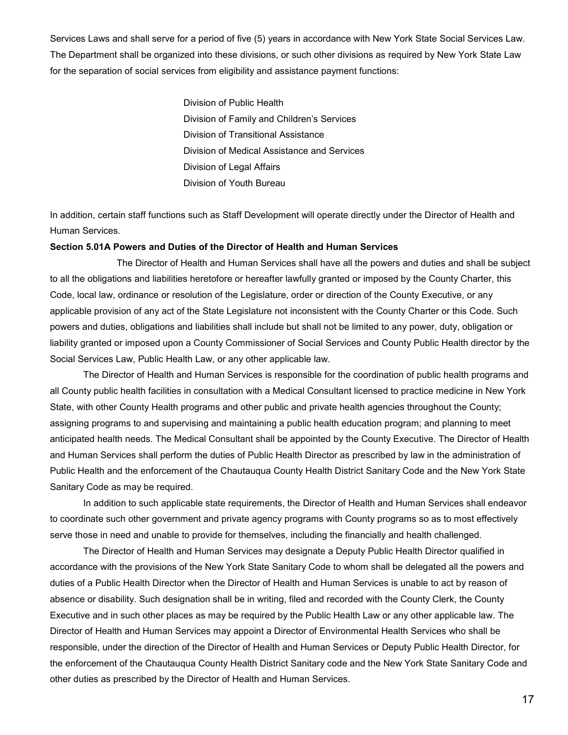Services Laws and shall serve for a period of five (5) years in accordance with New York State Social Services Law. The Department shall be organized into these divisions, or such other divisions as required by New York State Law for the separation of social services from eligibility and assistance payment functions:

Division of Public Health
Division of Family and Children's Services
Division of Transitional Assistance
Division of Medical Assistance and Services
Division of Legal Affairs
Division of Youth Bureau

In addition, certain staff functions such as Staff Development will operate directly under the Director of Health and Human Services.

**Section 5.01A Powers and Duties of the Director of Health and Human Services**

The Director of Health and Human Services shall have all the powers and duties and shall be subject to all the obligations and liabilities heretofore or hereafter lawfully granted or imposed by the County Charter, this Code, local law, ordinance or resolution of the Legislature, order or direction of the County Executive, or any applicable provision of any act of the State Legislature not inconsistent with the County Charter or this Code. Such powers and duties, obligations and liabilities shall include but shall not be limited to any power, duty, obligation or liability granted or imposed upon a County Commissioner of Social Services and County Public Health director by the Social Services Law, Public Health Law, or any other applicable law.

The Director of Health and Human Services is responsible for the coordination of public health programs and all County public health facilities in consultation with a Medical Consultant licensed to practice medicine in New York State, with other County Health programs and other public and private health agencies throughout the County; assigning programs to and supervising and maintaining a public health education program; and planning to meet anticipated health needs. The Medical Consultant shall be appointed by the County Executive. The Director of Health and Human Services shall perform the duties of Public Health Director as prescribed by law in the administration of Public Health and the enforcement of the Chautauqua County Health District Sanitary Code and the New York State Sanitary Code as may be required.

In addition to such applicable state requirements, the Director of Health and Human Services shall endeavor to coordinate such other government and private agency programs with County programs so as to most effectively serve those in need and unable to provide for themselves, including the financially and health challenged.

The Director of Health and Human Services may designate a Deputy Public Health Director qualified in accordance with the provisions of the New York State Sanitary Code to whom shall be delegated all the powers and duties of a Public Health Director when the Director of Health and Human Services is unable to act by reason of absence or disability. Such designation shall be in writing, filed and recorded with the County Clerk, the County Executive and in such other places as may be required by the Public Health Law or any other applicable law. The Director of Health and Human Services may appoint a Director of Environmental Health Services who shall be responsible, under the direction of the Director of Health and Human Services or Deputy Public Health Director, for the enforcement of the Chautauqua County Health District Sanitary code and the New York State Sanitary Code and other duties as prescribed by the Director of Health and Human Services.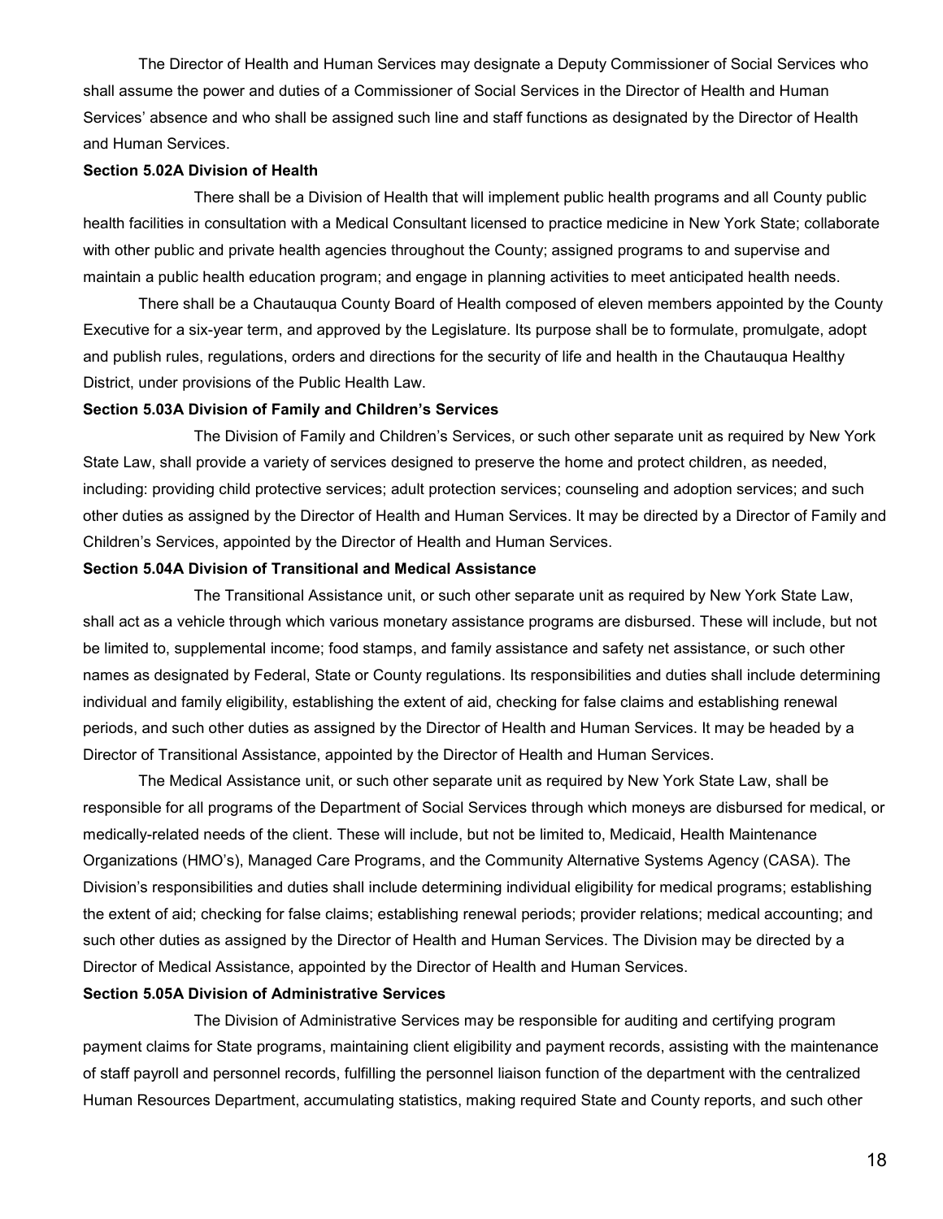The Director of Health and Human Services may designate a Deputy Commissioner of Social Services who shall assume the power and duties of a Commissioner of Social Services in the Director of Health and Human Services' absence and who shall be assigned such line and staff functions as designated by the Director of Health and Human Services.

**Section 5.02A Division of Health**

There shall be a Division of Health that will implement public health programs and all County public health facilities in consultation with a Medical Consultant licensed to practice medicine in New York State; collaborate with other public and private health agencies throughout the County; assigned programs to and supervise and maintain a public health education program; and engage in planning activities to meet anticipated health needs.

There shall be a Chautauqua County Board of Health composed of eleven members appointed by the County Executive for a six-year term, and approved by the Legislature. Its purpose shall be to formulate, promulgate, adopt and publish rules, regulations, orders and directions for the security of life and health in the Chautauqua Healthy District, under provisions of the Public Health Law.

**Section 5.03A Division of Family and Children's Services**

The Division of Family and Children's Services, or such other separate unit as required by New York State Law, shall provide a variety of services designed to preserve the home and protect children, as needed, including: providing child protective services; adult protection services; counseling and adoption services; and such other duties as assigned by the Director of Health and Human Services. It may be directed by a Director of Family and Children's Services, appointed by the Director of Health and Human Services.

**Section 5.04A Division of Transitional and Medical Assistance**

The Transitional Assistance unit, or such other separate unit as required by New York State Law, shall act as a vehicle through which various monetary assistance programs are disbursed. These will include, but not be limited to, supplemental income; food stamps, and family assistance and safety net assistance, or such other names as designated by Federal, State or County regulations. Its responsibilities and duties shall include determining individual and family eligibility, establishing the extent of aid, checking for false claims and establishing renewal periods, and such other duties as assigned by the Director of Health and Human Services. It may be headed by a Director of Transitional Assistance, appointed by the Director of Health and Human Services.

The Medical Assistance unit, or such other separate unit as required by New York State Law, shall be responsible for all programs of the Department of Social Services through which moneys are disbursed for medical, or medically-related needs of the client. These will include, but not be limited to, Medicaid, Health Maintenance Organizations (HMO's), Managed Care Programs, and the Community Alternative Systems Agency (CASA). The Division's responsibilities and duties shall include determining individual eligibility for medical programs; establishing the extent of aid; checking for false claims; establishing renewal periods; provider relations; medical accounting; and such other duties as assigned by the Director of Health and Human Services. The Division may be directed by a Director of Medical Assistance, appointed by the Director of Health and Human Services.

**Section 5.05A Division of Administrative Services**

The Division of Administrative Services may be responsible for auditing and certifying program payment claims for State programs, maintaining client eligibility and payment records, assisting with the maintenance of staff payroll and personnel records, fulfilling the personnel liaison function of the department with the centralized Human Resources Department, accumulating statistics, making required State and County reports, and such other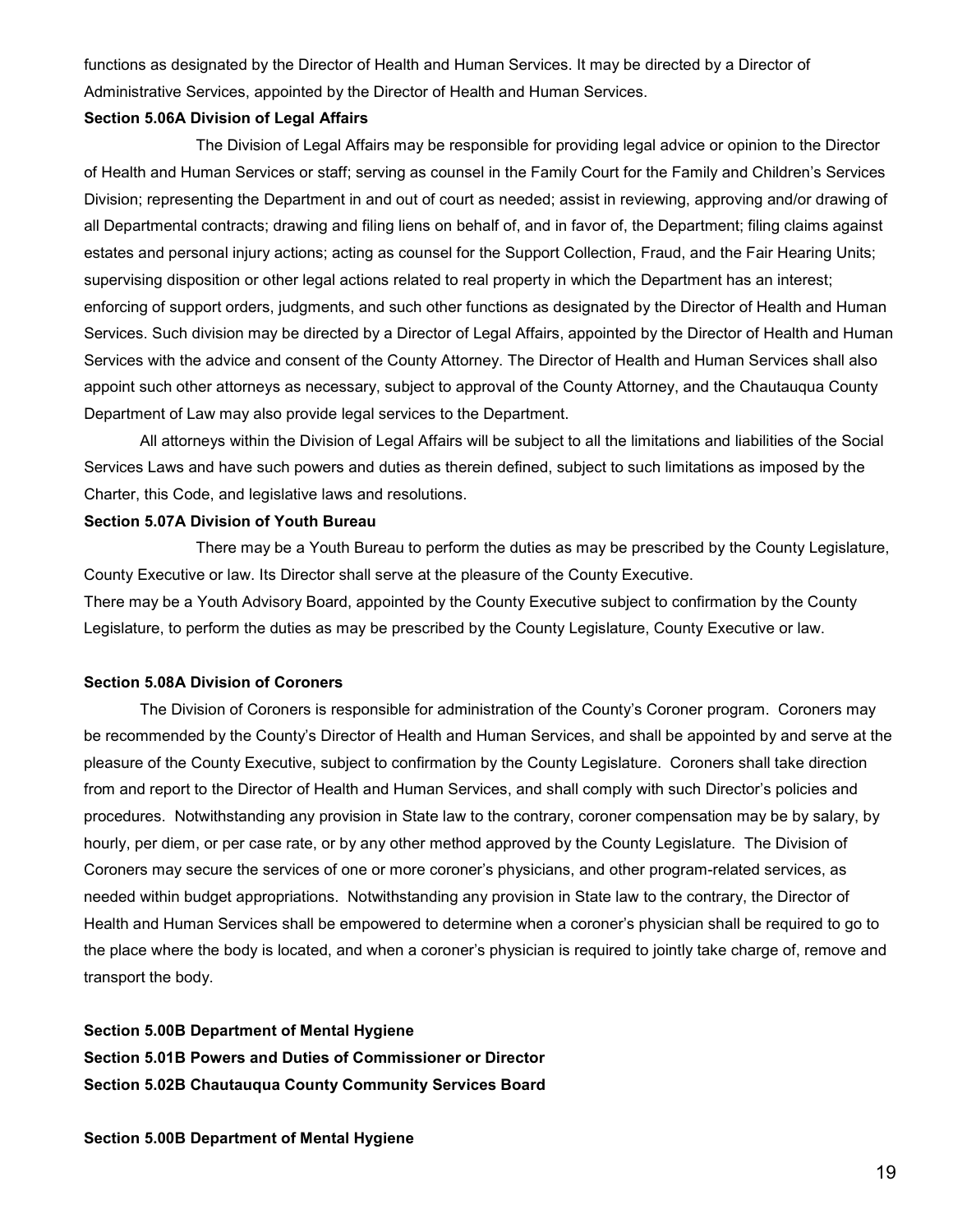functions as designated by the Director of Health and Human Services. It may be directed by a Director of Administrative Services, appointed by the Director of Health and Human Services.

**Section 5.06A Division of Legal Affairs**

The Division of Legal Affairs may be responsible for providing legal advice or opinion to the Director of Health and Human Services or staff; serving as counsel in the Family Court for the Family and Children's Services Division; representing the Department in and out of court as needed; assist in reviewing, approving and/or drawing of all Departmental contracts; drawing and filing liens on behalf of, and in favor of, the Department; filing claims against estates and personal injury actions; acting as counsel for the Support Collection, Fraud, and the Fair Hearing Units; supervising disposition or other legal actions related to real property in which the Department has an interest; enforcing of support orders, judgments, and such other functions as designated by the Director of Health and Human Services. Such division may be directed by a Director of Legal Affairs, appointed by the Director of Health and Human Services with the advice and consent of the County Attorney. The Director of Health and Human Services shall also appoint such other attorneys as necessary, subject to approval of the County Attorney, and the Chautauqua County Department of Law may also provide legal services to the Department.

All attorneys within the Division of Legal Affairs will be subject to all the limitations and liabilities of the Social Services Laws and have such powers and duties as therein defined, subject to such limitations as imposed by the Charter, this Code, and legislative laws and resolutions.

**Section 5.07A Division of Youth Bureau**

There may be a Youth Bureau to perform the duties as may be prescribed by the County Legislature, County Executive or law. Its Director shall serve at the pleasure of the County Executive.

There may be a Youth Advisory Board, appointed by the County Executive subject to confirmation by the County Legislature, to perform the duties as may be prescribed by the County Legislature, County Executive or law.

**Section 5.08A Division of Coroners**

The Division of Coroners is responsible for administration of the County's Coroner program. Coroners may be recommended by the County's Director of Health and Human Services, and shall be appointed by and serve at the pleasure of the County Executive, subject to confirmation by the County Legislature. Coroners shall take direction from and report to the Director of Health and Human Services, and shall comply with such Director's policies and procedures. Notwithstanding any provision in State law to the contrary, coroner compensation may be by salary, by hourly, per diem, or per case rate, or by any other method approved by the County Legislature. The Division of Coroners may secure the services of one or more coroner's physicians, and other program-related services, as needed within budget appropriations. Notwithstanding any provision in State law to the contrary, the Director of Health and Human Services shall be empowered to determine when a coroner's physician shall be required to go to the place where the body is located, and when a coroner's physician is required to jointly take charge of, remove and transport the body.

**Section 5.00B Department of Mental Hygiene**
**Section 5.01B Powers and Duties of Commissioner or Director**
**Section 5.02B Chautauqua County Community Services Board**

**Section 5.00B Department of Mental Hygiene**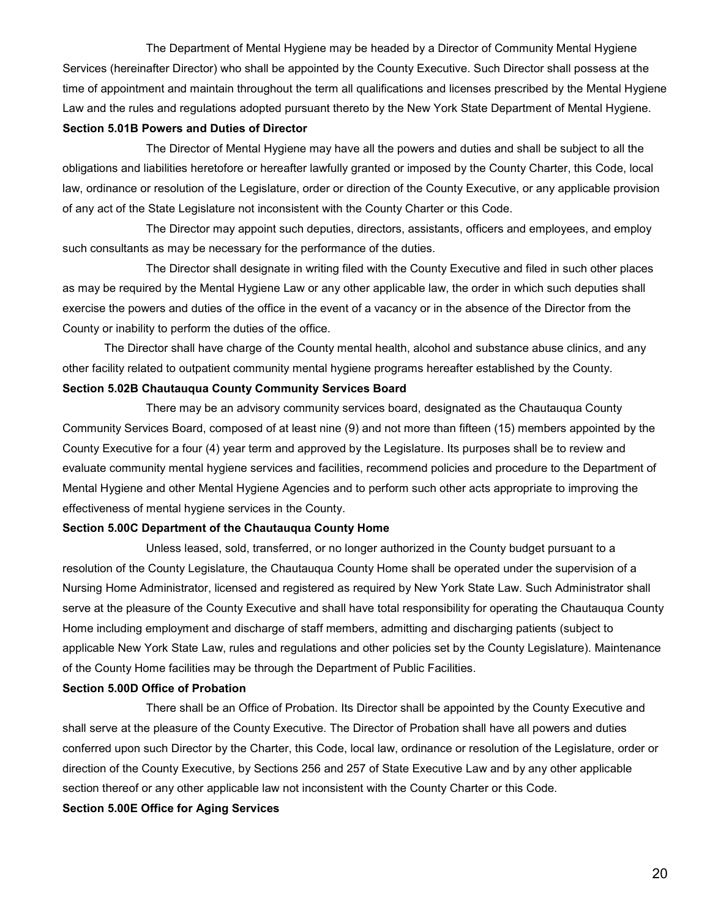The Department of Mental Hygiene may be headed by a Director of Community Mental Hygiene Services (hereinafter Director) who shall be appointed by the County Executive. Such Director shall possess at the time of appointment and maintain throughout the term all qualifications and licenses prescribed by the Mental Hygiene Law and the rules and regulations adopted pursuant thereto by the New York State Department of Mental Hygiene.

**Section 5.01B Powers and Duties of Director**

The Director of Mental Hygiene may have all the powers and duties and shall be subject to all the obligations and liabilities heretofore or hereafter lawfully granted or imposed by the County Charter, this Code, local law, ordinance or resolution of the Legislature, order or direction of the County Executive, or any applicable provision of any act of the State Legislature not inconsistent with the County Charter or this Code.

The Director may appoint such deputies, directors, assistants, officers and employees, and employ such consultants as may be necessary for the performance of the duties.

The Director shall designate in writing filed with the County Executive and filed in such other places as may be required by the Mental Hygiene Law or any other applicable law, the order in which such deputies shall exercise the powers and duties of the office in the event of a vacancy or in the absence of the Director from the County or inability to perform the duties of the office.

The Director shall have charge of the County mental health, alcohol and substance abuse clinics, and any other facility related to outpatient community mental hygiene programs hereafter established by the County.

**Section 5.02B Chautauqua County Community Services Board**

There may be an advisory community services board, designated as the Chautauqua County Community Services Board, composed of at least nine (9) and not more than fifteen (15) members appointed by the County Executive for a four (4) year term and approved by the Legislature. Its purposes shall be to review and evaluate community mental hygiene services and facilities, recommend policies and procedure to the Department of Mental Hygiene and other Mental Hygiene Agencies and to perform such other acts appropriate to improving the effectiveness of mental hygiene services in the County.

**Section 5.00C Department of the Chautauqua County Home**

Unless leased, sold, transferred, or no longer authorized in the County budget pursuant to a resolution of the County Legislature, the Chautauqua County Home shall be operated under the supervision of a Nursing Home Administrator, licensed and registered as required by New York State Law. Such Administrator shall serve at the pleasure of the County Executive and shall have total responsibility for operating the Chautauqua County Home including employment and discharge of staff members, admitting and discharging patients (subject to applicable New York State Law, rules and regulations and other policies set by the County Legislature). Maintenance of the County Home facilities may be through the Department of Public Facilities.

**Section 5.00D Office of Probation**

There shall be an Office of Probation. Its Director shall be appointed by the County Executive and shall serve at the pleasure of the County Executive. The Director of Probation shall have all powers and duties conferred upon such Director by the Charter, this Code, local law, ordinance or resolution of the Legislature, order or direction of the County Executive, by Sections 256 and 257 of State Executive Law and by any other applicable section thereof or any other applicable law not inconsistent with the County Charter or this Code.

**Section 5.00E Office for Aging Services**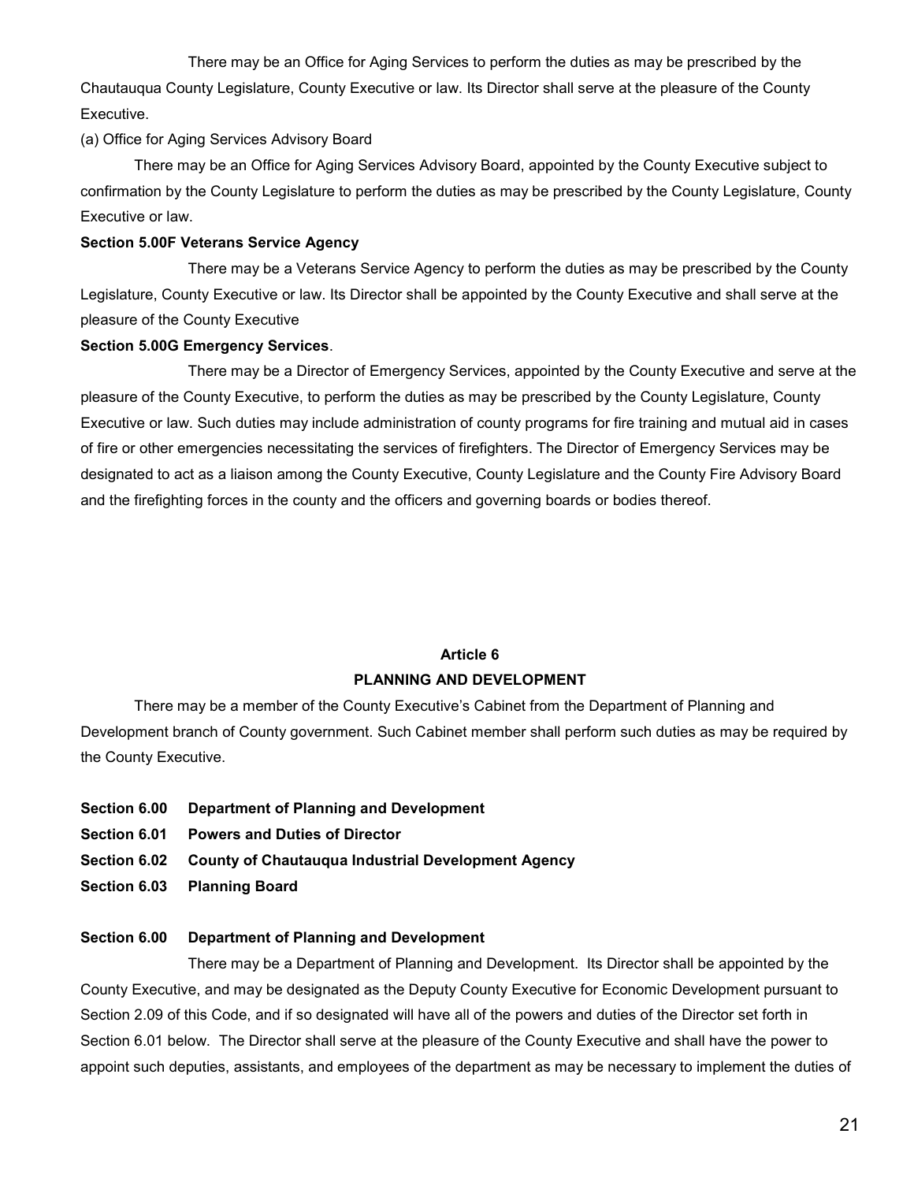There may be an Office for Aging Services to perform the duties as may be prescribed by the Chautauqua County Legislature, County Executive or law. Its Director shall serve at the pleasure of the County Executive.

(a) Office for Aging Services Advisory Board

There may be an Office for Aging Services Advisory Board, appointed by the County Executive subject to confirmation by the County Legislature to perform the duties as may be prescribed by the County Legislature, County Executive or law.

**Section 5.00F Veterans Service Agency**

There may be a Veterans Service Agency to perform the duties as may be prescribed by the County Legislature, County Executive or law. Its Director shall be appointed by the County Executive and shall serve at the pleasure of the County Executive

**Section 5.00G Emergency Services**.

There may be a Director of Emergency Services, appointed by the County Executive and serve at the pleasure of the County Executive, to perform the duties as may be prescribed by the County Legislature, County Executive or law. Such duties may include administration of county programs for fire training and mutual aid in cases of fire or other emergencies necessitating the services of firefighters. The Director of Emergency Services may be designated to act as a liaison among the County Executive, County Legislature and the County Fire Advisory Board and the firefighting forces in the county and the officers and governing boards or bodies thereof.

## Article 6
## PLANNING AND DEVELOPMENT

There may be a member of the County Executive's Cabinet from the Department of Planning and Development branch of County government. Such Cabinet member shall perform such duties as may be required by the County Executive.

**Section 6.00 Department of Planning and Development**
**Section 6.01 Powers and Duties of Director**
**Section 6.02 County of Chautauqua Industrial Development Agency**
**Section 6.03 Planning Board**

**Section 6.00 Department of Planning and Development**

There may be a Department of Planning and Development. Its Director shall be appointed by the County Executive, and may be designated as the Deputy County Executive for Economic Development pursuant to Section 2.09 of this Code, and if so designated will have all of the powers and duties of the Director set forth in Section 6.01 below. The Director shall serve at the pleasure of the County Executive and shall have the power to appoint such deputies, assistants, and employees of the department as may be necessary to implement the duties of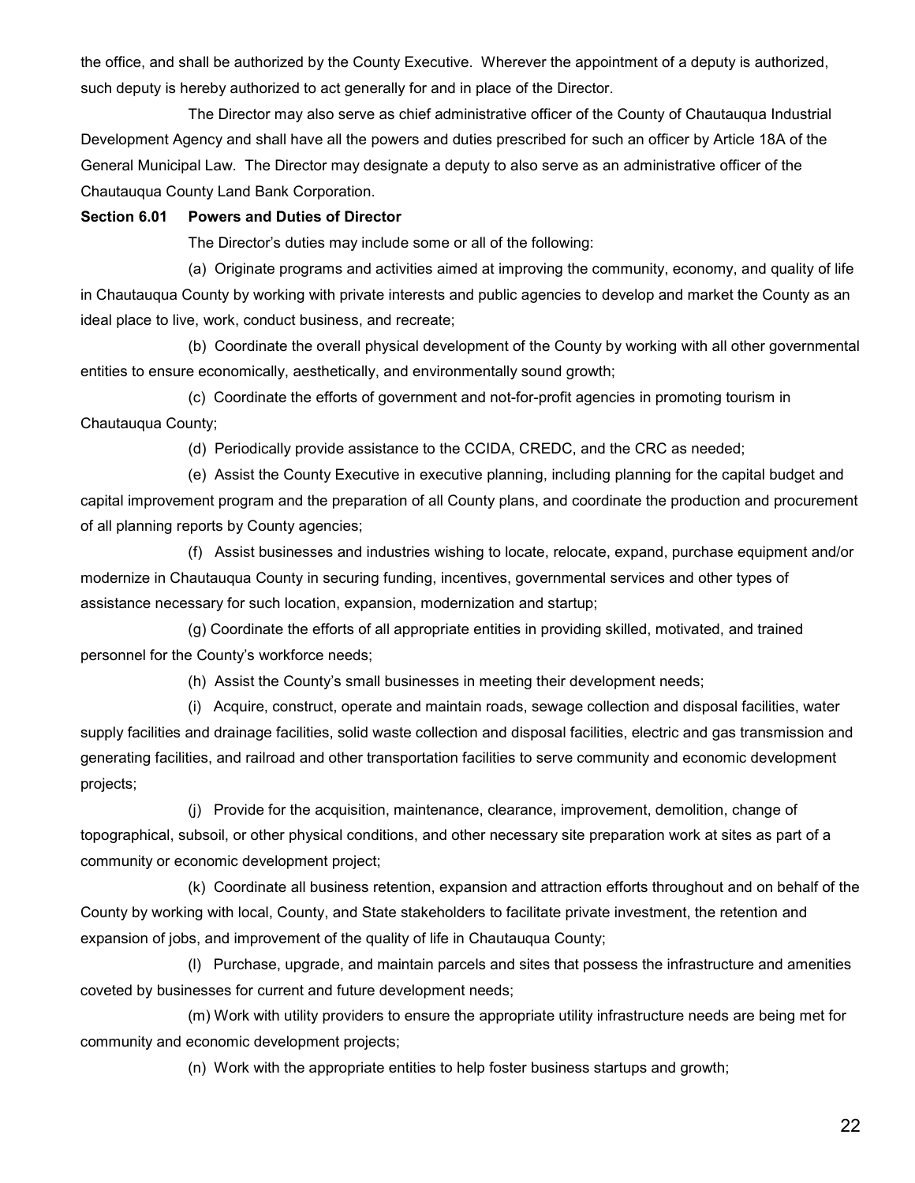the office, and shall be authorized by the County Executive. Wherever the appointment of a deputy is authorized, such deputy is hereby authorized to act generally for and in place of the Director.

The Director may also serve as chief administrative officer of the County of Chautauqua Industrial Development Agency and shall have all the powers and duties prescribed for such an officer by Article 18A of the General Municipal Law. The Director may designate a deputy to also serve as an administrative officer of the Chautauqua County Land Bank Corporation.

**Section 6.01 Powers and Duties of Director**

The Director's duties may include some or all of the following:

(a) Originate programs and activities aimed at improving the community, economy, and quality of life in Chautauqua County by working with private interests and public agencies to develop and market the County as an ideal place to live, work, conduct business, and recreate;

(b) Coordinate the overall physical development of the County by working with all other governmental entities to ensure economically, aesthetically, and environmentally sound growth;

(c) Coordinate the efforts of government and not-for-profit agencies in promoting tourism in Chautauqua County;

(d) Periodically provide assistance to the CCIDA, CREDC, and the CRC as needed;

(e) Assist the County Executive in executive planning, including planning for the capital budget and capital improvement program and the preparation of all County plans, and coordinate the production and procurement of all planning reports by County agencies;

(f) Assist businesses and industries wishing to locate, relocate, expand, purchase equipment and/or modernize in Chautauqua County in securing funding, incentives, governmental services and other types of assistance necessary for such location, expansion, modernization and startup;

(g) Coordinate the efforts of all appropriate entities in providing skilled, motivated, and trained personnel for the County's workforce needs;

(h) Assist the County's small businesses in meeting their development needs;

(i) Acquire, construct, operate and maintain roads, sewage collection and disposal facilities, water supply facilities and drainage facilities, solid waste collection and disposal facilities, electric and gas transmission and generating facilities, and railroad and other transportation facilities to serve community and economic development projects;

(j) Provide for the acquisition, maintenance, clearance, improvement, demolition, change of topographical, subsoil, or other physical conditions, and other necessary site preparation work at sites as part of a community or economic development project;

(k) Coordinate all business retention, expansion and attraction efforts throughout and on behalf of the County by working with local, County, and State stakeholders to facilitate private investment, the retention and expansion of jobs, and improvement of the quality of life in Chautauqua County;

(l) Purchase, upgrade, and maintain parcels and sites that possess the infrastructure and amenities coveted by businesses for current and future development needs;

(m) Work with utility providers to ensure the appropriate utility infrastructure needs are being met for community and economic development projects;

(n) Work with the appropriate entities to help foster business startups and growth;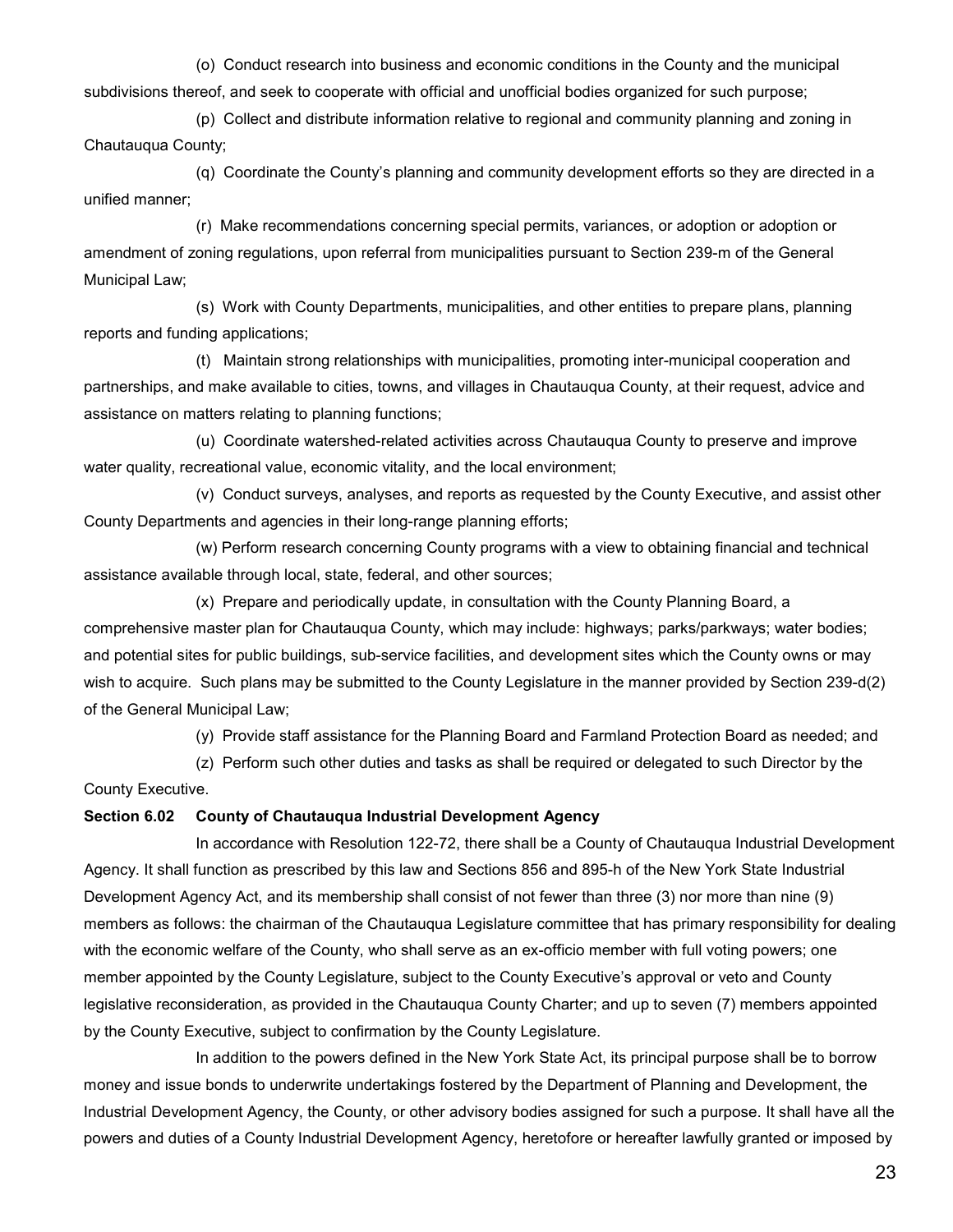(o) Conduct research into business and economic conditions in the County and the municipal subdivisions thereof, and seek to cooperate with official and unofficial bodies organized for such purpose;

(p) Collect and distribute information relative to regional and community planning and zoning in Chautauqua County;

(q) Coordinate the County's planning and community development efforts so they are directed in a unified manner;

(r) Make recommendations concerning special permits, variances, or adoption or adoption or amendment of zoning regulations, upon referral from municipalities pursuant to Section 239-m of the General Municipal Law;

(s) Work with County Departments, municipalities, and other entities to prepare plans, planning reports and funding applications;

(t) Maintain strong relationships with municipalities, promoting inter-municipal cooperation and partnerships, and make available to cities, towns, and villages in Chautauqua County, at their request, advice and assistance on matters relating to planning functions;

(u) Coordinate watershed-related activities across Chautauqua County to preserve and improve water quality, recreational value, economic vitality, and the local environment;

(v) Conduct surveys, analyses, and reports as requested by the County Executive, and assist other County Departments and agencies in their long-range planning efforts;

(w) Perform research concerning County programs with a view to obtaining financial and technical assistance available through local, state, federal, and other sources;

(x) Prepare and periodically update, in consultation with the County Planning Board, a comprehensive master plan for Chautauqua County, which may include: highways; parks/parkways; water bodies; and potential sites for public buildings, sub-service facilities, and development sites which the County owns or may wish to acquire. Such plans may be submitted to the County Legislature in the manner provided by Section 239-d(2) of the General Municipal Law;

(y) Provide staff assistance for the Planning Board and Farmland Protection Board as needed; and

(z) Perform such other duties and tasks as shall be required or delegated to such Director by the County Executive.

**Section 6.02 County of Chautauqua Industrial Development Agency**

In accordance with Resolution 122-72, there shall be a County of Chautauqua Industrial Development Agency. It shall function as prescribed by this law and Sections 856 and 895-h of the New York State Industrial Development Agency Act, and its membership shall consist of not fewer than three (3) nor more than nine (9) members as follows: the chairman of the Chautauqua Legislature committee that has primary responsibility for dealing with the economic welfare of the County, who shall serve as an ex-officio member with full voting powers; one member appointed by the County Legislature, subject to the County Executive's approval or veto and County legislative reconsideration, as provided in the Chautauqua County Charter; and up to seven (7) members appointed by the County Executive, subject to confirmation by the County Legislature.

In addition to the powers defined in the New York State Act, its principal purpose shall be to borrow money and issue bonds to underwrite undertakings fostered by the Department of Planning and Development, the Industrial Development Agency, the County, or other advisory bodies assigned for such a purpose. It shall have all the powers and duties of a County Industrial Development Agency, heretofore or hereafter lawfully granted or imposed by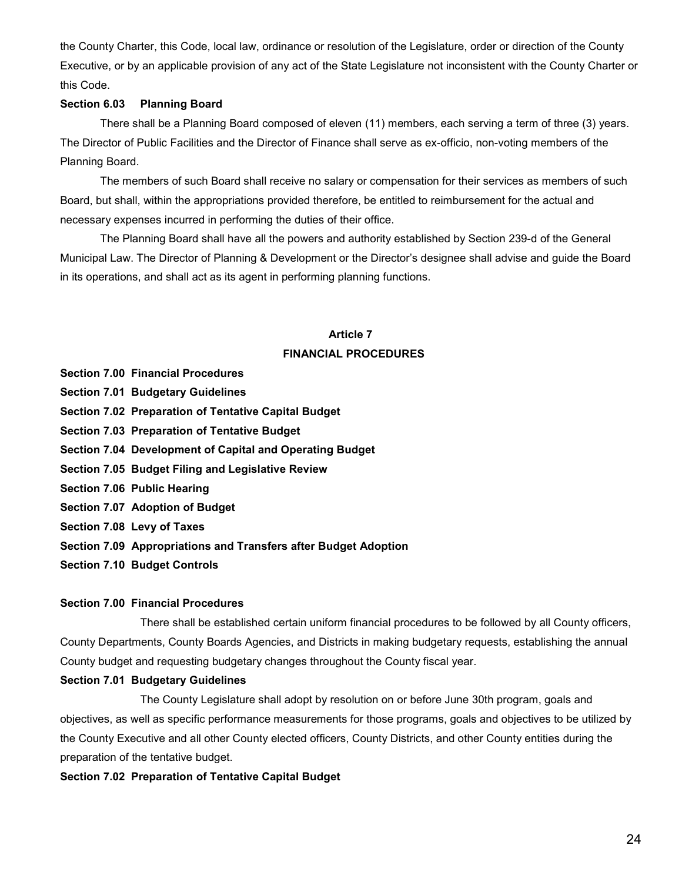the County Charter, this Code, local law, ordinance or resolution of the Legislature, order or direction of the County Executive, or by an applicable provision of any act of the State Legislature not inconsistent with the County Charter or this Code.

**Section 6.03 Planning Board**

There shall be a Planning Board composed of eleven (11) members, each serving a term of three (3) years. The Director of Public Facilities and the Director of Finance shall serve as ex-officio, non-voting members of the Planning Board.

The members of such Board shall receive no salary or compensation for their services as members of such Board, but shall, within the appropriations provided therefore, be entitled to reimbursement for the actual and necessary expenses incurred in performing the duties of their office.

The Planning Board shall have all the powers and authority established by Section 239-d of the General Municipal Law. The Director of Planning & Development or the Director's designee shall advise and guide the Board in its operations, and shall act as its agent in performing planning functions.

## Article 7
## FINANCIAL PROCEDURES

**Section 7.00 Financial Procedures**
**Section 7.01 Budgetary Guidelines**
**Section 7.02 Preparation of Tentative Capital Budget**
**Section 7.03 Preparation of Tentative Budget**
**Section 7.04 Development of Capital and Operating Budget**
**Section 7.05 Budget Filing and Legislative Review**
**Section 7.06 Public Hearing**
**Section 7.07 Adoption of Budget**
**Section 7.08 Levy of Taxes**
**Section 7.09 Appropriations and Transfers after Budget Adoption**
**Section 7.10 Budget Controls**

**Section 7.00 Financial Procedures**

There shall be established certain uniform financial procedures to be followed by all County officers, County Departments, County Boards Agencies, and Districts in making budgetary requests, establishing the annual County budget and requesting budgetary changes throughout the County fiscal year.

**Section 7.01 Budgetary Guidelines**

The County Legislature shall adopt by resolution on or before June 30th program, goals and objectives, as well as specific performance measurements for those programs, goals and objectives to be utilized by the County Executive and all other County elected officers, County Districts, and other County entities during the preparation of the tentative budget.

**Section 7.02 Preparation of Tentative Capital Budget**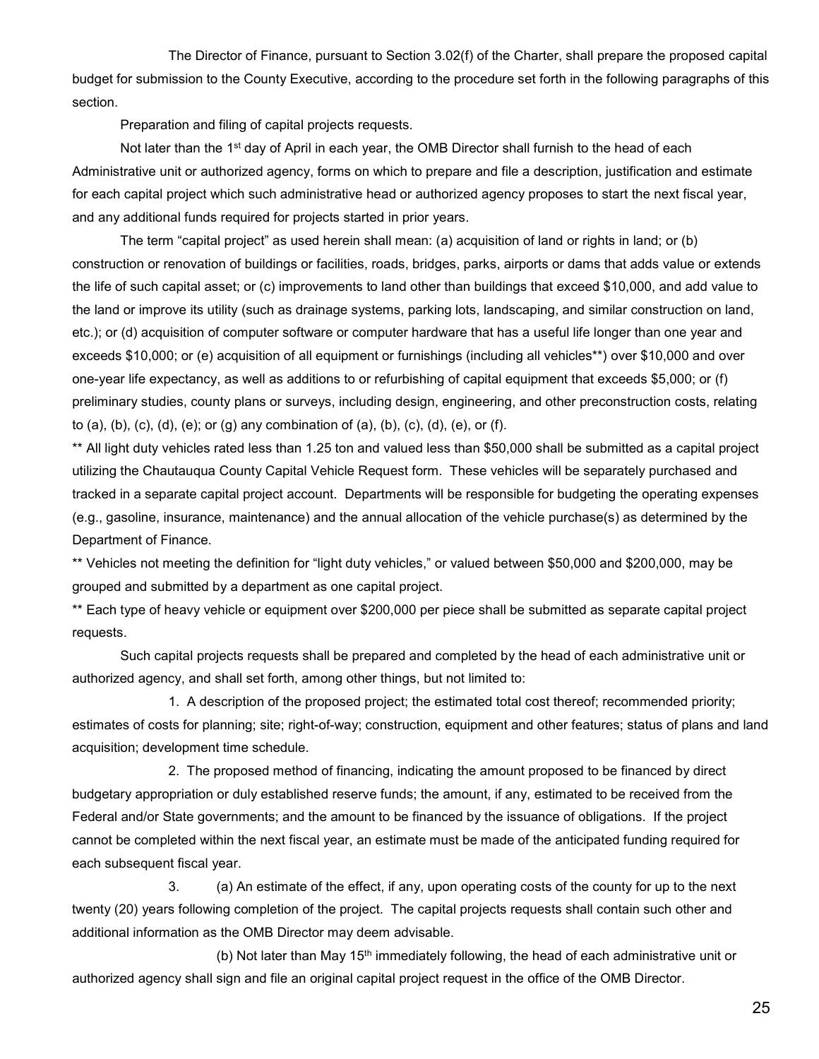The Director of Finance, pursuant to Section 3.02(f) of the Charter, shall prepare the proposed capital budget for submission to the County Executive, according to the procedure set forth in the following paragraphs of this section.

Preparation and filing of capital projects requests.

Not later than the 1st day of April in each year, the OMB Director shall furnish to the head of each Administrative unit or authorized agency, forms on which to prepare and file a description, justification and estimate for each capital project which such administrative head or authorized agency proposes to start the next fiscal year, and any additional funds required for projects started in prior years.

The term "capital project" as used herein shall mean: (a) acquisition of land or rights in land; or (b) construction or renovation of buildings or facilities, roads, bridges, parks, airports or dams that adds value or extends the life of such capital asset; or (c) improvements to land other than buildings that exceed $10,000, and add value to the land or improve its utility (such as drainage systems, parking lots, landscaping, and similar construction on land, etc.); or (d) acquisition of computer software or computer hardware that has a useful life longer than one year and exceeds $10,000; or (e) acquisition of all equipment or furnishings (including all vehicles**) over $10,000 and over one-year life expectancy, as well as additions to or refurbishing of capital equipment that exceeds $5,000; or (f) preliminary studies, county plans or surveys, including design, engineering, and other preconstruction costs, relating to (a), (b), (c), (d), (e); or (g) any combination of (a), (b), (c), (d), (e), or (f).

** All light duty vehicles rated less than 1.25 ton and valued less than $50,000 shall be submitted as a capital project utilizing the Chautauqua County Capital Vehicle Request form. These vehicles will be separately purchased and tracked in a separate capital project account. Departments will be responsible for budgeting the operating expenses (e.g., gasoline, insurance, maintenance) and the annual allocation of the vehicle purchase(s) as determined by the Department of Finance.

** Vehicles not meeting the definition for "light duty vehicles," or valued between $50,000 and $200,000, may be grouped and submitted by a department as one capital project.

** Each type of heavy vehicle or equipment over $200,000 per piece shall be submitted as separate capital project requests.

Such capital projects requests shall be prepared and completed by the head of each administrative unit or authorized agency, and shall set forth, among other things, but not limited to:

1. A description of the proposed project; the estimated total cost thereof; recommended priority; estimates of costs for planning; site; right-of-way; construction, equipment and other features; status of plans and land acquisition; development time schedule.

2. The proposed method of financing, indicating the amount proposed to be financed by direct budgetary appropriation or duly established reserve funds; the amount, if any, estimated to be received from the Federal and/or State governments; and the amount to be financed by the issuance of obligations. If the project cannot be completed within the next fiscal year, an estimate must be made of the anticipated funding required for each subsequent fiscal year.

3. (a) An estimate of the effect, if any, upon operating costs of the county for up to the next twenty (20) years following completion of the project. The capital projects requests shall contain such other and additional information as the OMB Director may deem advisable.

(b) Not later than May 15th immediately following, the head of each administrative unit or authorized agency shall sign and file an original capital project request in the office of the OMB Director.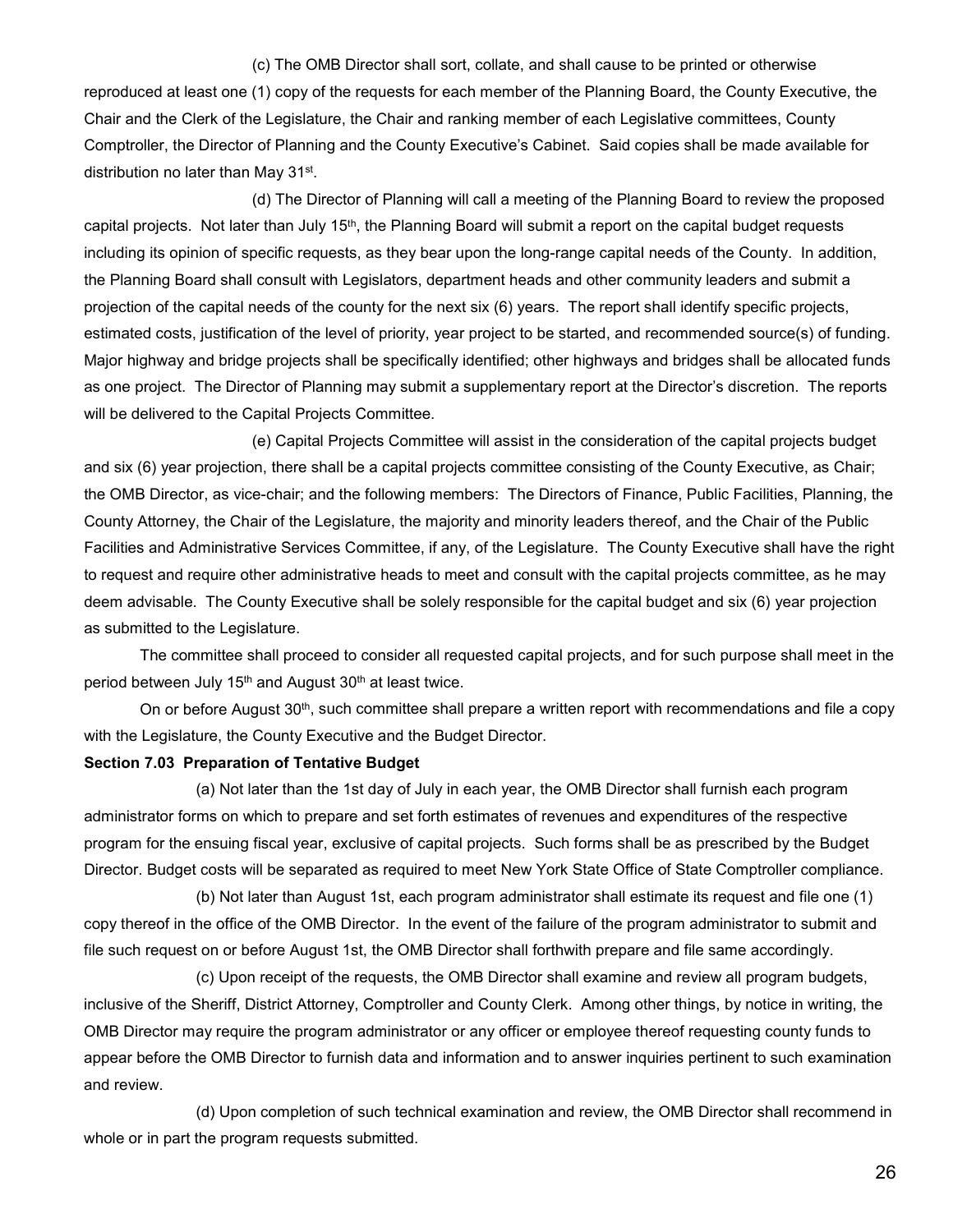(c) The OMB Director shall sort, collate, and shall cause to be printed or otherwise reproduced at least one (1) copy of the requests for each member of the Planning Board, the County Executive, the Chair and the Clerk of the Legislature, the Chair and ranking member of each Legislative committees, County Comptroller, the Director of Planning and the County Executive's Cabinet. Said copies shall be made available for distribution no later than May 31st.

(d) The Director of Planning will call a meeting of the Planning Board to review the proposed capital projects. Not later than July 15th, the Planning Board will submit a report on the capital budget requests including its opinion of specific requests, as they bear upon the long-range capital needs of the County. In addition, the Planning Board shall consult with Legislators, department heads and other community leaders and submit a projection of the capital needs of the county for the next six (6) years. The report shall identify specific projects, estimated costs, justification of the level of priority, year project to be started, and recommended source(s) of funding. Major highway and bridge projects shall be specifically identified; other highways and bridges shall be allocated funds as one project. The Director of Planning may submit a supplementary report at the Director's discretion. The reports will be delivered to the Capital Projects Committee.

(e) Capital Projects Committee will assist in the consideration of the capital projects budget and six (6) year projection, there shall be a capital projects committee consisting of the County Executive, as Chair; the OMB Director, as vice-chair; and the following members: The Directors of Finance, Public Facilities, Planning, the County Attorney, the Chair of the Legislature, the majority and minority leaders thereof, and the Chair of the Public Facilities and Administrative Services Committee, if any, of the Legislature. The County Executive shall have the right to request and require other administrative heads to meet and consult with the capital projects committee, as he may deem advisable. The County Executive shall be solely responsible for the capital budget and six (6) year projection as submitted to the Legislature.

The committee shall proceed to consider all requested capital projects, and for such purpose shall meet in the period between July 15th and August 30th at least twice.

On or before August 30th, such committee shall prepare a written report with recommendations and file a copy with the Legislature, the County Executive and the Budget Director.

**Section 7.03 Preparation of Tentative Budget**

(a) Not later than the 1st day of July in each year, the OMB Director shall furnish each program administrator forms on which to prepare and set forth estimates of revenues and expenditures of the respective program for the ensuing fiscal year, exclusive of capital projects. Such forms shall be as prescribed by the Budget Director. Budget costs will be separated as required to meet New York State Office of State Comptroller compliance.

(b) Not later than August 1st, each program administrator shall estimate its request and file one (1) copy thereof in the office of the OMB Director. In the event of the failure of the program administrator to submit and file such request on or before August 1st, the OMB Director shall forthwith prepare and file same accordingly.

(c) Upon receipt of the requests, the OMB Director shall examine and review all program budgets, inclusive of the Sheriff, District Attorney, Comptroller and County Clerk. Among other things, by notice in writing, the OMB Director may require the program administrator or any officer or employee thereof requesting county funds to appear before the OMB Director to furnish data and information and to answer inquiries pertinent to such examination and review.

(d) Upon completion of such technical examination and review, the OMB Director shall recommend in whole or in part the program requests submitted.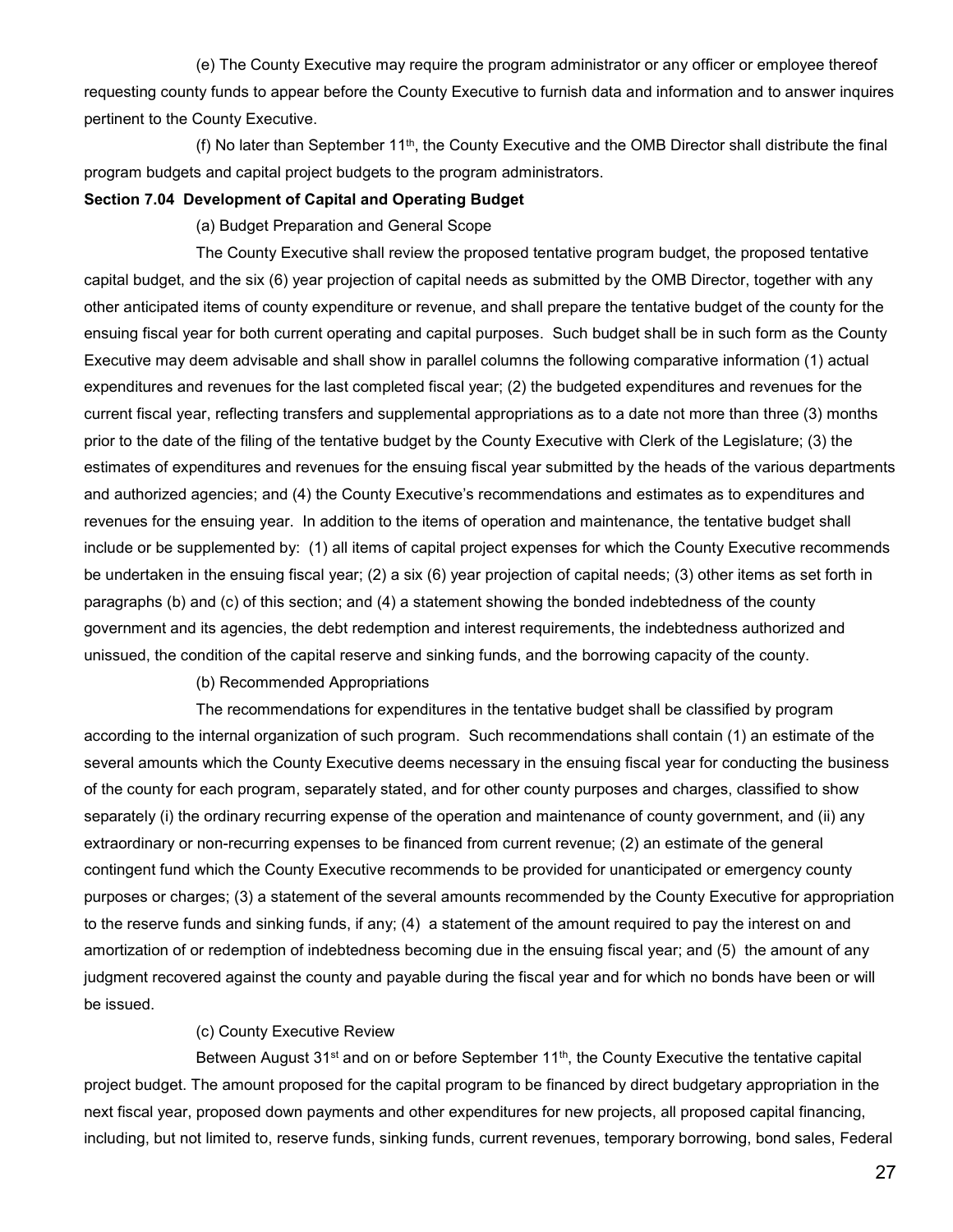(e) The County Executive may require the program administrator or any officer or employee thereof requesting county funds to appear before the County Executive to furnish data and information and to answer inquires pertinent to the County Executive.

(f) No later than September 11th, the County Executive and the OMB Director shall distribute the final program budgets and capital project budgets to the program administrators.

**Section 7.04 Development of Capital and Operating Budget**

(a) Budget Preparation and General Scope

The County Executive shall review the proposed tentative program budget, the proposed tentative capital budget, and the six (6) year projection of capital needs as submitted by the OMB Director, together with any other anticipated items of county expenditure or revenue, and shall prepare the tentative budget of the county for the ensuing fiscal year for both current operating and capital purposes. Such budget shall be in such form as the County Executive may deem advisable and shall show in parallel columns the following comparative information (1) actual expenditures and revenues for the last completed fiscal year; (2) the budgeted expenditures and revenues for the current fiscal year, reflecting transfers and supplemental appropriations as to a date not more than three (3) months prior to the date of the filing of the tentative budget by the County Executive with Clerk of the Legislature; (3) the estimates of expenditures and revenues for the ensuing fiscal year submitted by the heads of the various departments and authorized agencies; and (4) the County Executive's recommendations and estimates as to expenditures and revenues for the ensuing year. In addition to the items of operation and maintenance, the tentative budget shall include or be supplemented by: (1) all items of capital project expenses for which the County Executive recommends be undertaken in the ensuing fiscal year; (2) a six (6) year projection of capital needs; (3) other items as set forth in paragraphs (b) and (c) of this section; and (4) a statement showing the bonded indebtedness of the county government and its agencies, the debt redemption and interest requirements, the indebtedness authorized and unissued, the condition of the capital reserve and sinking funds, and the borrowing capacity of the county.

(b) Recommended Appropriations

The recommendations for expenditures in the tentative budget shall be classified by program according to the internal organization of such program. Such recommendations shall contain (1) an estimate of the several amounts which the County Executive deems necessary in the ensuing fiscal year for conducting the business of the county for each program, separately stated, and for other county purposes and charges, classified to show separately (i) the ordinary recurring expense of the operation and maintenance of county government, and (ii) any extraordinary or non-recurring expenses to be financed from current revenue; (2) an estimate of the general contingent fund which the County Executive recommends to be provided for unanticipated or emergency county purposes or charges; (3) a statement of the several amounts recommended by the County Executive for appropriation to the reserve funds and sinking funds, if any; (4) a statement of the amount required to pay the interest on and amortization of or redemption of indebtedness becoming due in the ensuing fiscal year; and (5) the amount of any judgment recovered against the county and payable during the fiscal year and for which no bonds have been or will be issued.

(c) County Executive Review

Between August 31st and on or before September 11th, the County Executive the tentative capital project budget. The amount proposed for the capital program to be financed by direct budgetary appropriation in the next fiscal year, proposed down payments and other expenditures for new projects, all proposed capital financing, including, but not limited to, reserve funds, sinking funds, current revenues, temporary borrowing, bond sales, Federal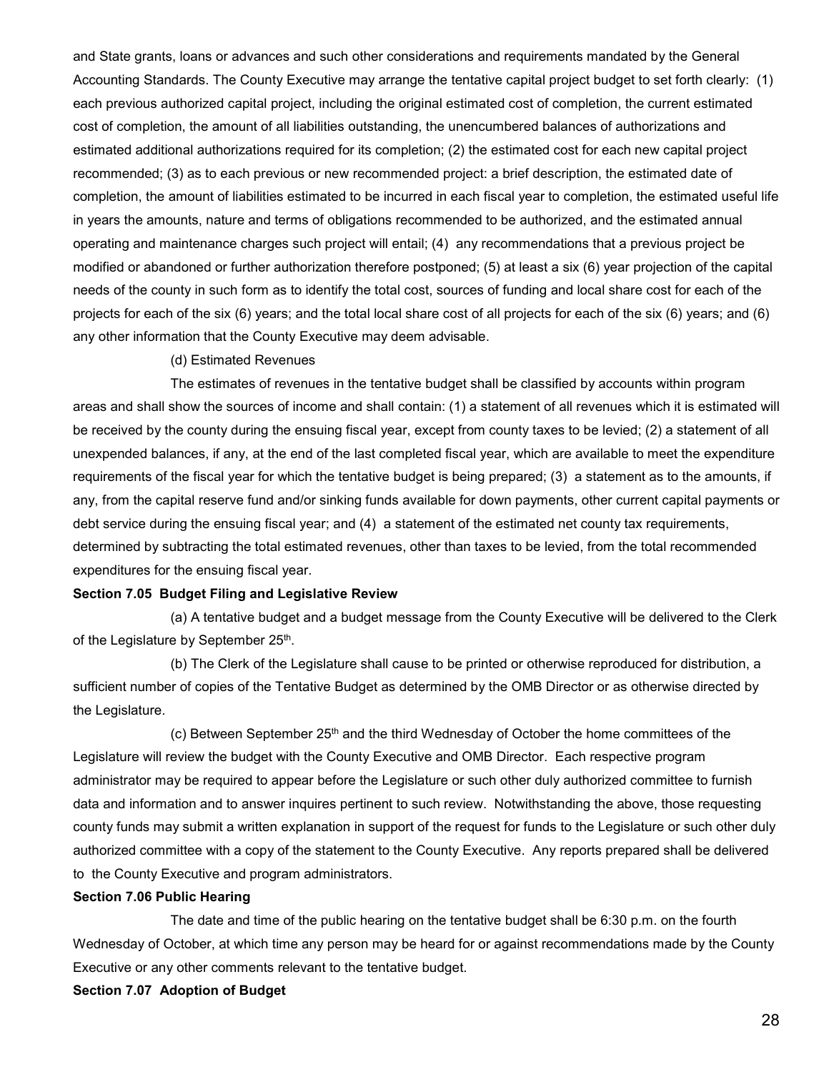and State grants, loans or advances and such other considerations and requirements mandated by the General Accounting Standards. The County Executive may arrange the tentative capital project budget to set forth clearly: (1) each previous authorized capital project, including the original estimated cost of completion, the current estimated cost of completion, the amount of all liabilities outstanding, the unencumbered balances of authorizations and estimated additional authorizations required for its completion; (2) the estimated cost for each new capital project recommended; (3) as to each previous or new recommended project: a brief description, the estimated date of completion, the amount of liabilities estimated to be incurred in each fiscal year to completion, the estimated useful life in years the amounts, nature and terms of obligations recommended to be authorized, and the estimated annual operating and maintenance charges such project will entail; (4) any recommendations that a previous project be modified or abandoned or further authorization therefore postponed; (5) at least a six (6) year projection of the capital needs of the county in such form as to identify the total cost, sources of funding and local share cost for each of the projects for each of the six (6) years; and the total local share cost of all projects for each of the six (6) years; and (6) any other information that the County Executive may deem advisable.

(d) Estimated Revenues

The estimates of revenues in the tentative budget shall be classified by accounts within program areas and shall show the sources of income and shall contain: (1) a statement of all revenues which it is estimated will be received by the county during the ensuing fiscal year, except from county taxes to be levied; (2) a statement of all unexpended balances, if any, at the end of the last completed fiscal year, which are available to meet the expenditure requirements of the fiscal year for which the tentative budget is being prepared; (3) a statement as to the amounts, if any, from the capital reserve fund and/or sinking funds available for down payments, other current capital payments or debt service during the ensuing fiscal year; and (4) a statement of the estimated net county tax requirements, determined by subtracting the total estimated revenues, other than taxes to be levied, from the total recommended expenditures for the ensuing fiscal year.

**Section 7.05 Budget Filing and Legislative Review**

(a) A tentative budget and a budget message from the County Executive will be delivered to the Clerk of the Legislature by September 25th.

(b) The Clerk of the Legislature shall cause to be printed or otherwise reproduced for distribution, a sufficient number of copies of the Tentative Budget as determined by the OMB Director or as otherwise directed by the Legislature.

(c) Between September 25th and the third Wednesday of October the home committees of the Legislature will review the budget with the County Executive and OMB Director. Each respective program administrator may be required to appear before the Legislature or such other duly authorized committee to furnish data and information and to answer inquires pertinent to such review. Notwithstanding the above, those requesting county funds may submit a written explanation in support of the request for funds to the Legislature or such other duly authorized committee with a copy of the statement to the County Executive. Any reports prepared shall be delivered to the County Executive and program administrators.

**Section 7.06 Public Hearing**

The date and time of the public hearing on the tentative budget shall be 6:30 p.m. on the fourth Wednesday of October, at which time any person may be heard for or against recommendations made by the County Executive or any other comments relevant to the tentative budget.

**Section 7.07 Adoption of Budget**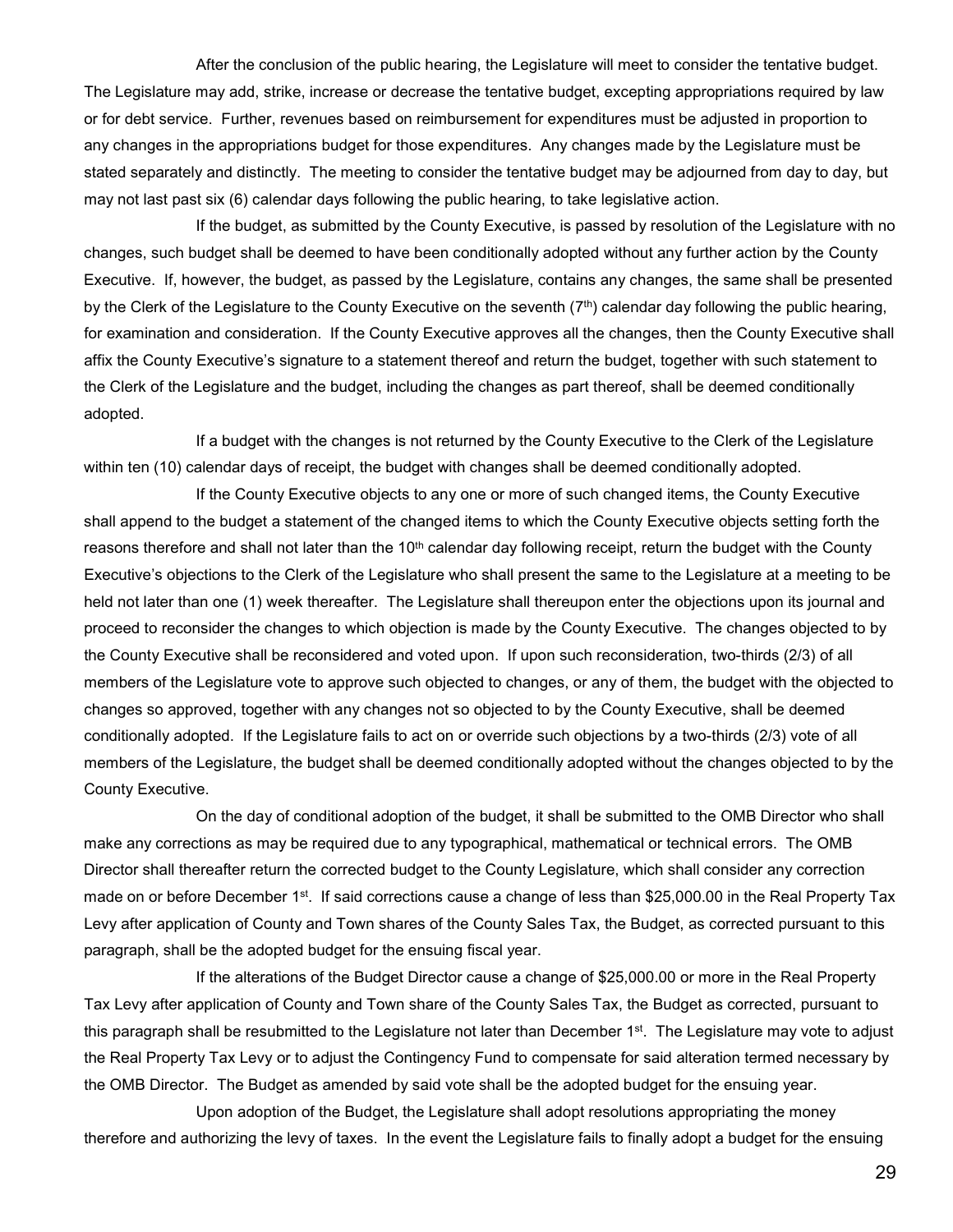After the conclusion of the public hearing, the Legislature will meet to consider the tentative budget. The Legislature may add, strike, increase or decrease the tentative budget, excepting appropriations required by law or for debt service. Further, revenues based on reimbursement for expenditures must be adjusted in proportion to any changes in the appropriations budget for those expenditures. Any changes made by the Legislature must be stated separately and distinctly. The meeting to consider the tentative budget may be adjourned from day to day, but may not last past six (6) calendar days following the public hearing, to take legislative action.

If the budget, as submitted by the County Executive, is passed by resolution of the Legislature with no changes, such budget shall be deemed to have been conditionally adopted without any further action by the County Executive. If, however, the budget, as passed by the Legislature, contains any changes, the same shall be presented by the Clerk of the Legislature to the County Executive on the seventh (7th) calendar day following the public hearing, for examination and consideration. If the County Executive approves all the changes, then the County Executive shall affix the County Executive's signature to a statement thereof and return the budget, together with such statement to the Clerk of the Legislature and the budget, including the changes as part thereof, shall be deemed conditionally adopted.

If a budget with the changes is not returned by the County Executive to the Clerk of the Legislature within ten (10) calendar days of receipt, the budget with changes shall be deemed conditionally adopted.

If the County Executive objects to any one or more of such changed items, the County Executive shall append to the budget a statement of the changed items to which the County Executive objects setting forth the reasons therefore and shall not later than the 10th calendar day following receipt, return the budget with the County Executive's objections to the Clerk of the Legislature who shall present the same to the Legislature at a meeting to be held not later than one (1) week thereafter. The Legislature shall thereupon enter the objections upon its journal and proceed to reconsider the changes to which objection is made by the County Executive. The changes objected to by the County Executive shall be reconsidered and voted upon. If upon such reconsideration, two-thirds (2/3) of all members of the Legislature vote to approve such objected to changes, or any of them, the budget with the objected to changes so approved, together with any changes not so objected to by the County Executive, shall be deemed conditionally adopted. If the Legislature fails to act on or override such objections by a two-thirds (2/3) vote of all members of the Legislature, the budget shall be deemed conditionally adopted without the changes objected to by the County Executive.

On the day of conditional adoption of the budget, it shall be submitted to the OMB Director who shall make any corrections as may be required due to any typographical, mathematical or technical errors. The OMB Director shall thereafter return the corrected budget to the County Legislature, which shall consider any correction made on or before December 1st. If said corrections cause a change of less than $25,000.00 in the Real Property Tax Levy after application of County and Town shares of the County Sales Tax, the Budget, as corrected pursuant to this paragraph, shall be the adopted budget for the ensuing fiscal year.

If the alterations of the Budget Director cause a change of $25,000.00 or more in the Real Property Tax Levy after application of County and Town share of the County Sales Tax, the Budget as corrected, pursuant to this paragraph shall be resubmitted to the Legislature not later than December 1st. The Legislature may vote to adjust the Real Property Tax Levy or to adjust the Contingency Fund to compensate for said alteration termed necessary by the OMB Director. The Budget as amended by said vote shall be the adopted budget for the ensuing year.

Upon adoption of the Budget, the Legislature shall adopt resolutions appropriating the money therefore and authorizing the levy of taxes. In the event the Legislature fails to finally adopt a budget for the ensuing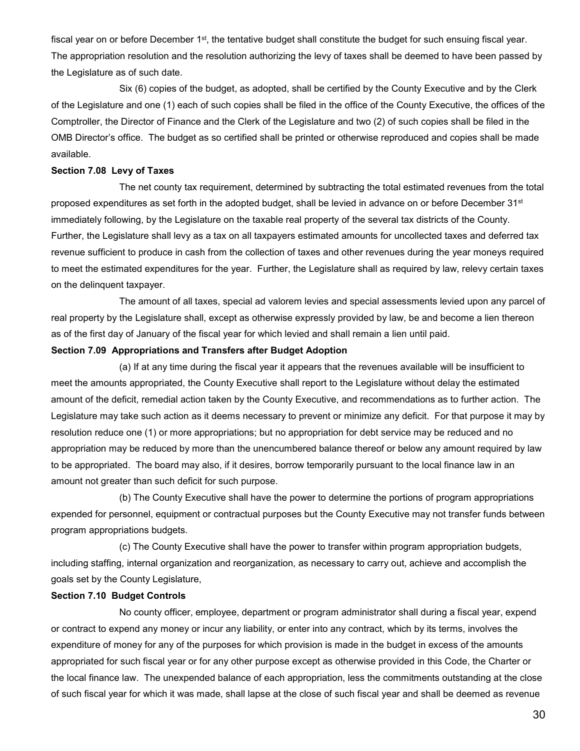fiscal year on or before December 1st, the tentative budget shall constitute the budget for such ensuing fiscal year. The appropriation resolution and the resolution authorizing the levy of taxes shall be deemed to have been passed by the Legislature as of such date.

Six (6) copies of the budget, as adopted, shall be certified by the County Executive and by the Clerk of the Legislature and one (1) each of such copies shall be filed in the office of the County Executive, the offices of the Comptroller, the Director of Finance and the Clerk of the Legislature and two (2) of such copies shall be filed in the OMB Director's office. The budget as so certified shall be printed or otherwise reproduced and copies shall be made available.

**Section 7.08 Levy of Taxes**

The net county tax requirement, determined by subtracting the total estimated revenues from the total proposed expenditures as set forth in the adopted budget, shall be levied in advance on or before December 31st immediately following, by the Legislature on the taxable real property of the several tax districts of the County. Further, the Legislature shall levy as a tax on all taxpayers estimated amounts for uncollected taxes and deferred tax revenue sufficient to produce in cash from the collection of taxes and other revenues during the year moneys required to meet the estimated expenditures for the year. Further, the Legislature shall as required by law, relevy certain taxes on the delinquent taxpayer.

The amount of all taxes, special ad valorem levies and special assessments levied upon any parcel of real property by the Legislature shall, except as otherwise expressly provided by law, be and become a lien thereon as of the first day of January of the fiscal year for which levied and shall remain a lien until paid.

**Section 7.09 Appropriations and Transfers after Budget Adoption**

(a) If at any time during the fiscal year it appears that the revenues available will be insufficient to meet the amounts appropriated, the County Executive shall report to the Legislature without delay the estimated amount of the deficit, remedial action taken by the County Executive, and recommendations as to further action. The Legislature may take such action as it deems necessary to prevent or minimize any deficit. For that purpose it may by resolution reduce one (1) or more appropriations; but no appropriation for debt service may be reduced and no appropriation may be reduced by more than the unencumbered balance thereof or below any amount required by law to be appropriated. The board may also, if it desires, borrow temporarily pursuant to the local finance law in an amount not greater than such deficit for such purpose.

(b) The County Executive shall have the power to determine the portions of program appropriations expended for personnel, equipment or contractual purposes but the County Executive may not transfer funds between program appropriations budgets.

(c) The County Executive shall have the power to transfer within program appropriation budgets, including staffing, internal organization and reorganization, as necessary to carry out, achieve and accomplish the goals set by the County Legislature,

**Section 7.10 Budget Controls**

No county officer, employee, department or program administrator shall during a fiscal year, expend or contract to expend any money or incur any liability, or enter into any contract, which by its terms, involves the expenditure of money for any of the purposes for which provision is made in the budget in excess of the amounts appropriated for such fiscal year or for any other purpose except as otherwise provided in this Code, the Charter or the local finance law. The unexpended balance of each appropriation, less the commitments outstanding at the close of such fiscal year for which it was made, shall lapse at the close of such fiscal year and shall be deemed as revenue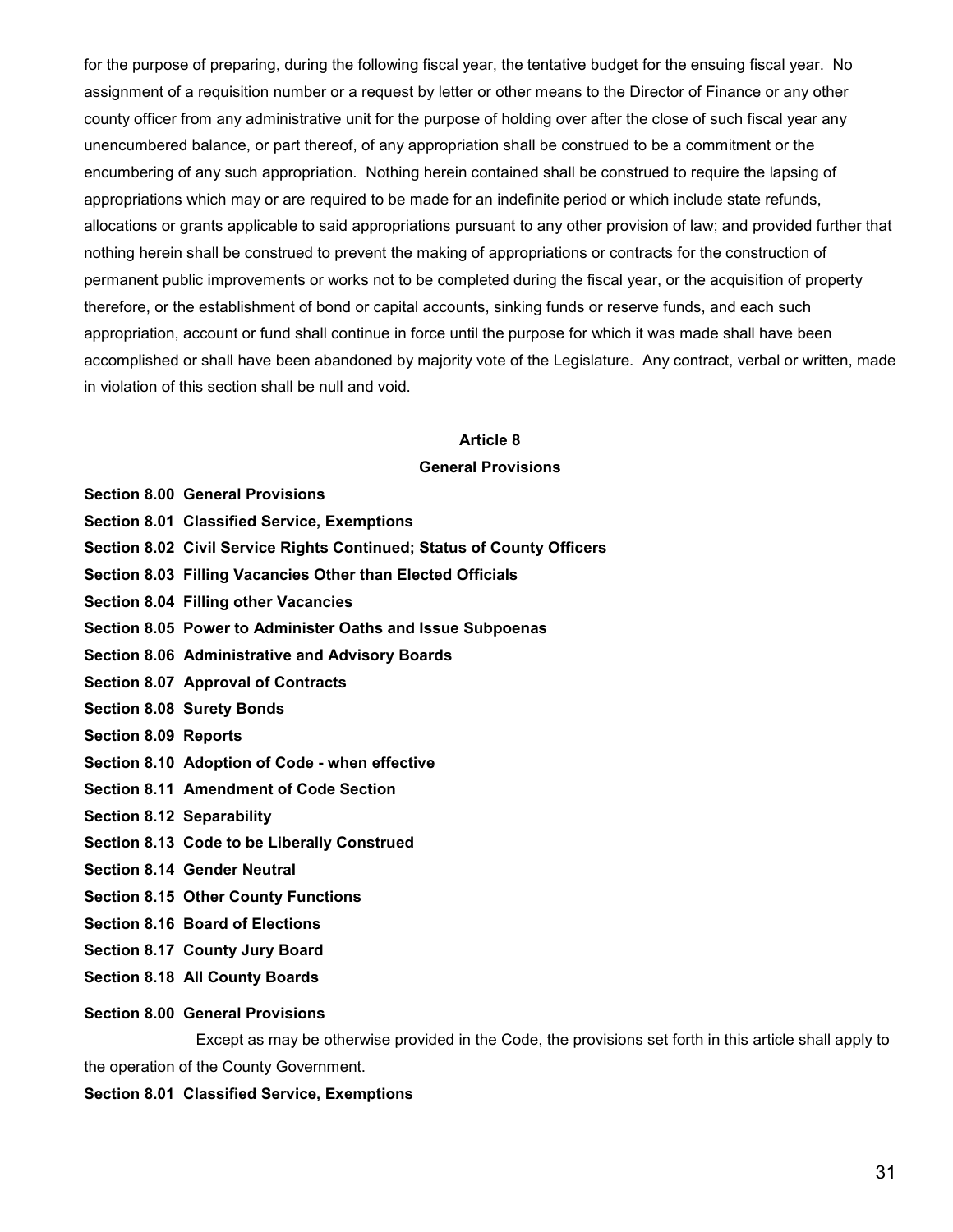for the purpose of preparing, during the following fiscal year, the tentative budget for the ensuing fiscal year. No assignment of a requisition number or a request by letter or other means to the Director of Finance or any other county officer from any administrative unit for the purpose of holding over after the close of such fiscal year any unencumbered balance, or part thereof, of any appropriation shall be construed to be a commitment or the encumbering of any such appropriation. Nothing herein contained shall be construed to require the lapsing of appropriations which may or are required to be made for an indefinite period or which include state refunds, allocations or grants applicable to said appropriations pursuant to any other provision of law; and provided further that nothing herein shall be construed to prevent the making of appropriations or contracts for the construction of permanent public improvements or works not to be completed during the fiscal year, or the acquisition of property therefore, or the establishment of bond or capital accounts, sinking funds or reserve funds, and each such appropriation, account or fund shall continue in force until the purpose for which it was made shall have been accomplished or shall have been abandoned by majority vote of the Legislature. Any contract, verbal or written, made in violation of this section shall be null and void.

## Article 8
## General Provisions

**Section 8.00 General Provisions**
**Section 8.01 Classified Service, Exemptions**
**Section 8.02 Civil Service Rights Continued; Status of County Officers**
**Section 8.03 Filling Vacancies Other than Elected Officials**
**Section 8.04 Filling other Vacancies**
**Section 8.05 Power to Administer Oaths and Issue Subpoenas**
**Section 8.06 Administrative and Advisory Boards**
**Section 8.07 Approval of Contracts**
**Section 8.08 Surety Bonds**
**Section 8.09 Reports**
**Section 8.10 Adoption of Code - when effective**
**Section 8.11 Amendment of Code Section**
**Section 8.12 Separability**
**Section 8.13 Code to be Liberally Construed**
**Section 8.14 Gender Neutral**
**Section 8.15 Other County Functions**
**Section 8.16 Board of Elections**
**Section 8.17 County Jury Board**
**Section 8.18 All County Boards**

### Section 8.00 General Provisions

Except as may be otherwise provided in the Code, the provisions set forth in this article shall apply to the operation of the County Government.

### Section 8.01 Classified Service, Exemptions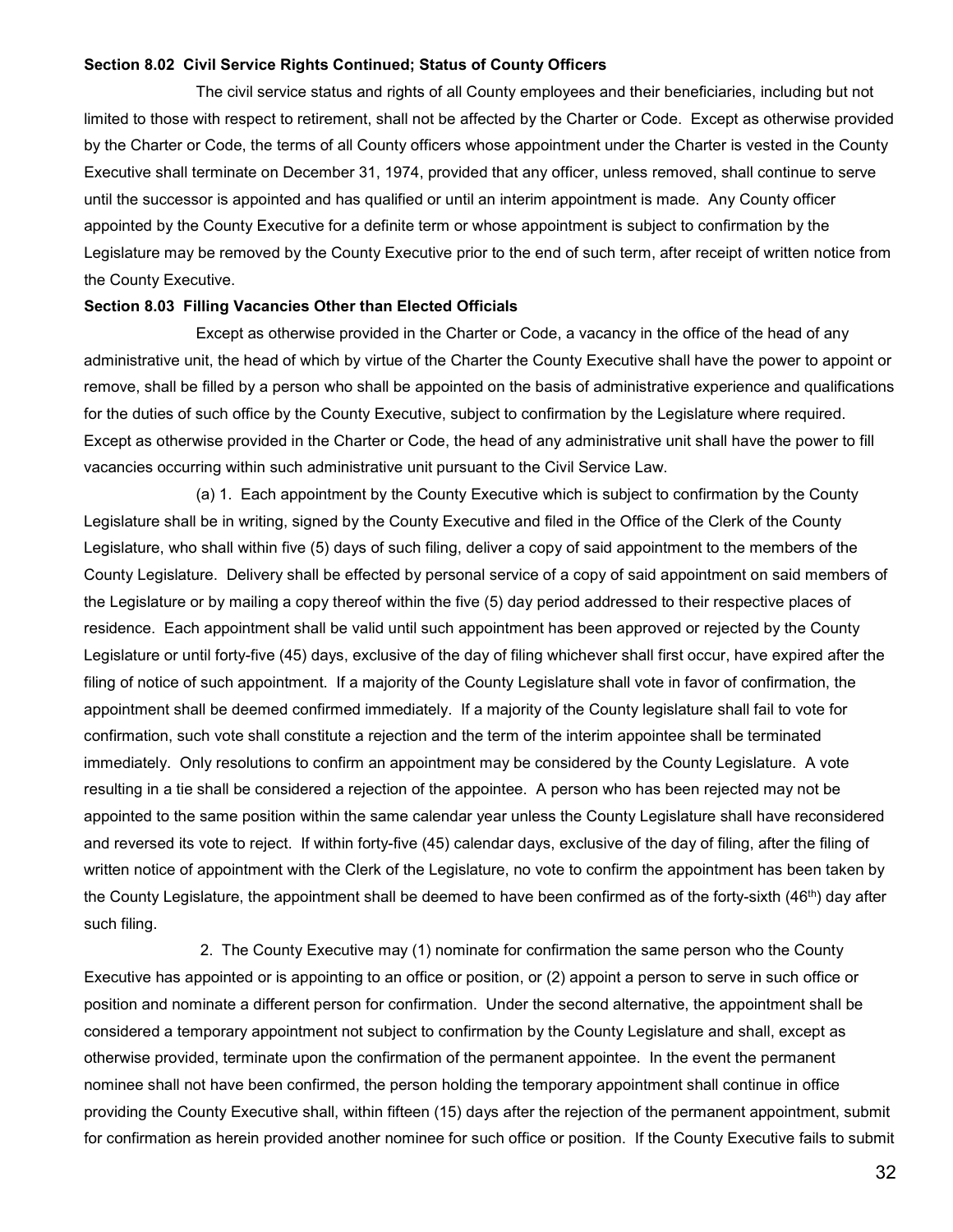**Section 8.02 Civil Service Rights Continued; Status of County Officers**

The civil service status and rights of all County employees and their beneficiaries, including but not limited to those with respect to retirement, shall not be affected by the Charter or Code. Except as otherwise provided by the Charter or Code, the terms of all County officers whose appointment under the Charter is vested in the County Executive shall terminate on December 31, 1974, provided that any officer, unless removed, shall continue to serve until the successor is appointed and has qualified or until an interim appointment is made. Any County officer appointed by the County Executive for a definite term or whose appointment is subject to confirmation by the Legislature may be removed by the County Executive prior to the end of such term, after receipt of written notice from the County Executive.

**Section 8.03 Filling Vacancies Other than Elected Officials**

Except as otherwise provided in the Charter or Code, a vacancy in the office of the head of any administrative unit, the head of which by virtue of the Charter the County Executive shall have the power to appoint or remove, shall be filled by a person who shall be appointed on the basis of administrative experience and qualifications for the duties of such office by the County Executive, subject to confirmation by the Legislature where required. Except as otherwise provided in the Charter or Code, the head of any administrative unit shall have the power to fill vacancies occurring within such administrative unit pursuant to the Civil Service Law.

(a) 1. Each appointment by the County Executive which is subject to confirmation by the County Legislature shall be in writing, signed by the County Executive and filed in the Office of the Clerk of the County Legislature, who shall within five (5) days of such filing, deliver a copy of said appointment to the members of the County Legislature. Delivery shall be effected by personal service of a copy of said appointment on said members of the Legislature or by mailing a copy thereof within the five (5) day period addressed to their respective places of residence. Each appointment shall be valid until such appointment has been approved or rejected by the County Legislature or until forty-five (45) days, exclusive of the day of filing whichever shall first occur, have expired after the filing of notice of such appointment. If a majority of the County Legislature shall vote in favor of confirmation, the appointment shall be deemed confirmed immediately. If a majority of the County legislature shall fail to vote for confirmation, such vote shall constitute a rejection and the term of the interim appointee shall be terminated immediately. Only resolutions to confirm an appointment may be considered by the County Legislature. A vote resulting in a tie shall be considered a rejection of the appointee. A person who has been rejected may not be appointed to the same position within the same calendar year unless the County Legislature shall have reconsidered and reversed its vote to reject. If within forty-five (45) calendar days, exclusive of the day of filing, after the filing of written notice of appointment with the Clerk of the Legislature, no vote to confirm the appointment has been taken by the County Legislature, the appointment shall be deemed to have been confirmed as of the forty-sixth (46th) day after such filing.

2. The County Executive may (1) nominate for confirmation the same person who the County Executive has appointed or is appointing to an office or position, or (2) appoint a person to serve in such office or position and nominate a different person for confirmation. Under the second alternative, the appointment shall be considered a temporary appointment not subject to confirmation by the County Legislature and shall, except as otherwise provided, terminate upon the confirmation of the permanent appointee. In the event the permanent nominee shall not have been confirmed, the person holding the temporary appointment shall continue in office providing the County Executive shall, within fifteen (15) days after the rejection of the permanent appointment, submit for confirmation as herein provided another nominee for such office or position. If the County Executive fails to submit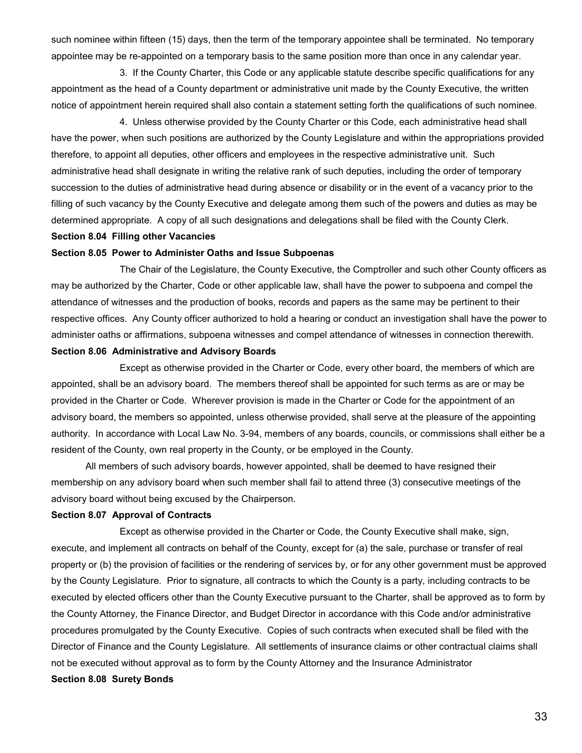such nominee within fifteen (15) days, then the term of the temporary appointee shall be terminated. No temporary appointee may be re-appointed on a temporary basis to the same position more than once in any calendar year.

3. If the County Charter, this Code or any applicable statute describe specific qualifications for any appointment as the head of a County department or administrative unit made by the County Executive, the written notice of appointment herein required shall also contain a statement setting forth the qualifications of such nominee.

4. Unless otherwise provided by the County Charter or this Code, each administrative head shall have the power, when such positions are authorized by the County Legislature and within the appropriations provided therefore, to appoint all deputies, other officers and employees in the respective administrative unit. Such administrative head shall designate in writing the relative rank of such deputies, including the order of temporary succession to the duties of administrative head during absence or disability or in the event of a vacancy prior to the filling of such vacancy by the County Executive and delegate among them such of the powers and duties as may be determined appropriate. A copy of all such designations and delegations shall be filed with the County Clerk.

**Section 8.04 Filling other Vacancies**

**Section 8.05 Power to Administer Oaths and Issue Subpoenas**

The Chair of the Legislature, the County Executive, the Comptroller and such other County officers as may be authorized by the Charter, Code or other applicable law, shall have the power to subpoena and compel the attendance of witnesses and the production of books, records and papers as the same may be pertinent to their respective offices. Any County officer authorized to hold a hearing or conduct an investigation shall have the power to administer oaths or affirmations, subpoena witnesses and compel attendance of witnesses in connection therewith.

**Section 8.06 Administrative and Advisory Boards**

Except as otherwise provided in the Charter or Code, every other board, the members of which are appointed, shall be an advisory board. The members thereof shall be appointed for such terms as are or may be provided in the Charter or Code. Wherever provision is made in the Charter or Code for the appointment of an advisory board, the members so appointed, unless otherwise provided, shall serve at the pleasure of the appointing authority. In accordance with Local Law No. 3-94, members of any boards, councils, or commissions shall either be a resident of the County, own real property in the County, or be employed in the County.

All members of such advisory boards, however appointed, shall be deemed to have resigned their membership on any advisory board when such member shall fail to attend three (3) consecutive meetings of the advisory board without being excused by the Chairperson.

**Section 8.07 Approval of Contracts**

Except as otherwise provided in the Charter or Code, the County Executive shall make, sign, execute, and implement all contracts on behalf of the County, except for (a) the sale, purchase or transfer of real property or (b) the provision of facilities or the rendering of services by, or for any other government must be approved by the County Legislature. Prior to signature, all contracts to which the County is a party, including contracts to be executed by elected officers other than the County Executive pursuant to the Charter, shall be approved as to form by the County Attorney, the Finance Director, and Budget Director in accordance with this Code and/or administrative procedures promulgated by the County Executive. Copies of such contracts when executed shall be filed with the Director of Finance and the County Legislature. All settlements of insurance claims or other contractual claims shall not be executed without approval as to form by the County Attorney and the Insurance Administrator

**Section 8.08 Surety Bonds**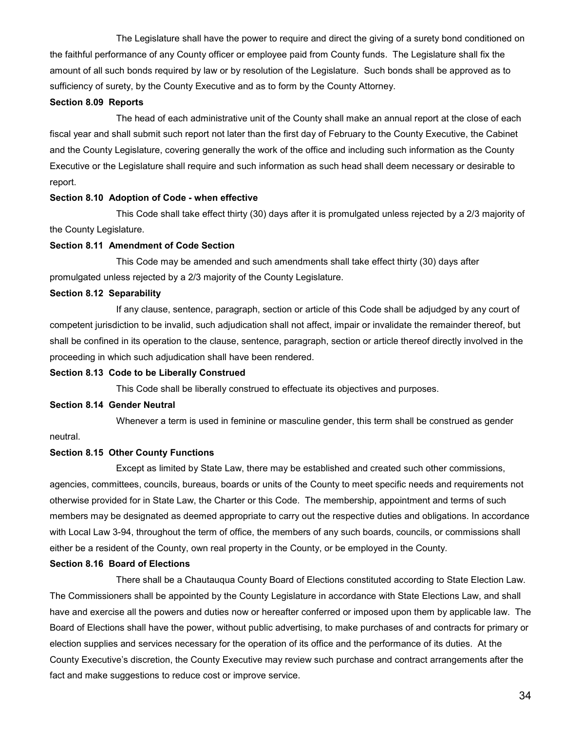The Legislature shall have the power to require and direct the giving of a surety bond conditioned on the faithful performance of any County officer or employee paid from County funds. The Legislature shall fix the amount of all such bonds required by law or by resolution of the Legislature. Such bonds shall be approved as to sufficiency of surety, by the County Executive and as to form by the County Attorney.

**Section 8.09 Reports**

The head of each administrative unit of the County shall make an annual report at the close of each fiscal year and shall submit such report not later than the first day of February to the County Executive, the Cabinet and the County Legislature, covering generally the work of the office and including such information as the County Executive or the Legislature shall require and such information as such head shall deem necessary or desirable to report.

**Section 8.10 Adoption of Code - when effective**

This Code shall take effect thirty (30) days after it is promulgated unless rejected by a 2/3 majority of the County Legislature.

**Section 8.11 Amendment of Code Section**

This Code may be amended and such amendments shall take effect thirty (30) days after promulgated unless rejected by a 2/3 majority of the County Legislature.

**Section 8.12 Separability**

If any clause, sentence, paragraph, section or article of this Code shall be adjudged by any court of competent jurisdiction to be invalid, such adjudication shall not affect, impair or invalidate the remainder thereof, but shall be confined in its operation to the clause, sentence, paragraph, section or article thereof directly involved in the proceeding in which such adjudication shall have been rendered.

**Section 8.13 Code to be Liberally Construed**

This Code shall be liberally construed to effectuate its objectives and purposes.

**Section 8.14 Gender Neutral**

Whenever a term is used in feminine or masculine gender, this term shall be construed as gender neutral.

**Section 8.15 Other County Functions**

Except as limited by State Law, there may be established and created such other commissions, agencies, committees, councils, bureaus, boards or units of the County to meet specific needs and requirements not otherwise provided for in State Law, the Charter or this Code. The membership, appointment and terms of such members may be designated as deemed appropriate to carry out the respective duties and obligations. In accordance with Local Law 3-94, throughout the term of office, the members of any such boards, councils, or commissions shall either be a resident of the County, own real property in the County, or be employed in the County.

**Section 8.16 Board of Elections**

There shall be a Chautauqua County Board of Elections constituted according to State Election Law. The Commissioners shall be appointed by the County Legislature in accordance with State Elections Law, and shall have and exercise all the powers and duties now or hereafter conferred or imposed upon them by applicable law. The Board of Elections shall have the power, without public advertising, to make purchases of and contracts for primary or election supplies and services necessary for the operation of its office and the performance of its duties. At the County Executive's discretion, the County Executive may review such purchase and contract arrangements after the fact and make suggestions to reduce cost or improve service.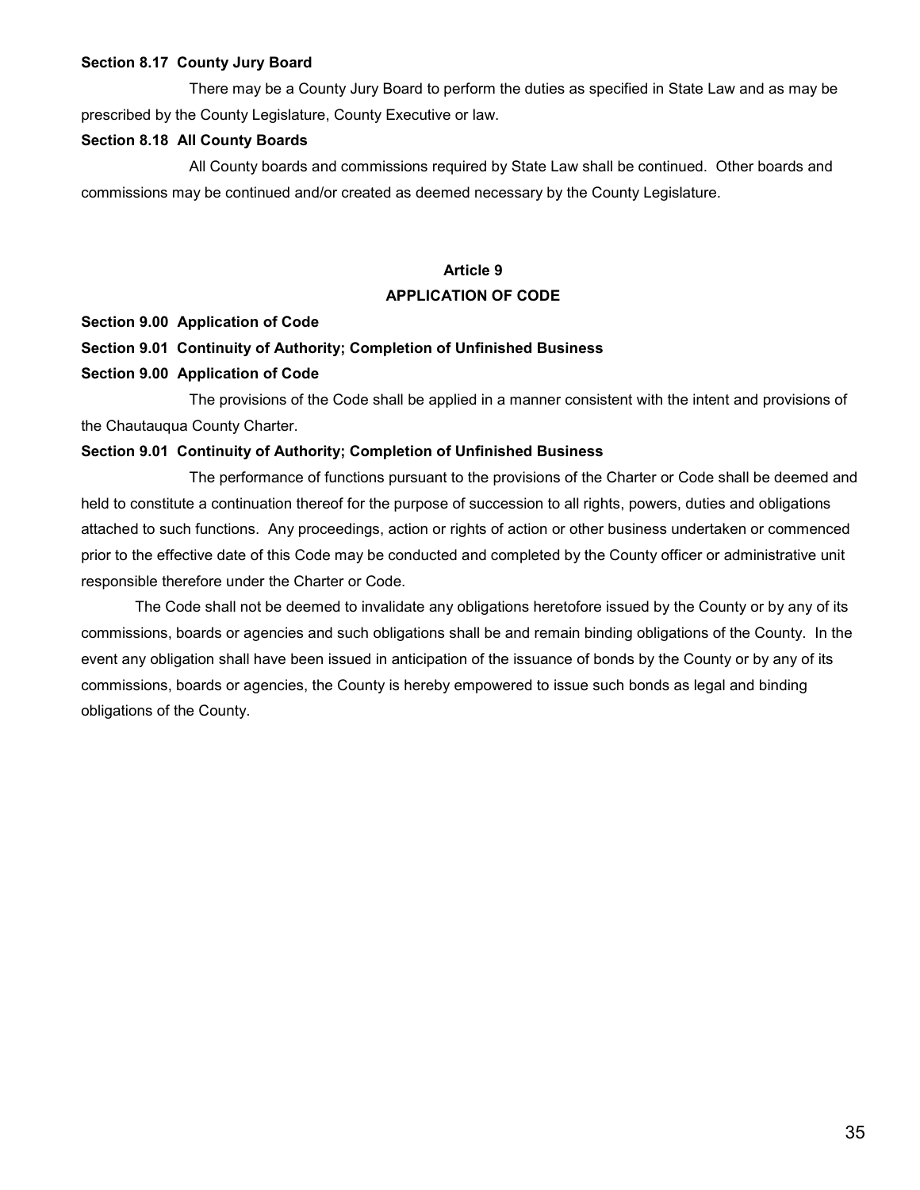**Section 8.17 County Jury Board**

There may be a County Jury Board to perform the duties as specified in State Law and as may be prescribed by the County Legislature, County Executive or law.

**Section 8.18 All County Boards**

All County boards and commissions required by State Law shall be continued. Other boards and commissions may be continued and/or created as deemed necessary by the County Legislature.

## Article 9
## APPLICATION OF CODE

**Section 9.00 Application of Code**

**Section 9.01 Continuity of Authority; Completion of Unfinished Business**

**Section 9.00 Application of Code**

The provisions of the Code shall be applied in a manner consistent with the intent and provisions of the Chautauqua County Charter.

**Section 9.01 Continuity of Authority; Completion of Unfinished Business**

The performance of functions pursuant to the provisions of the Charter or Code shall be deemed and held to constitute a continuation thereof for the purpose of succession to all rights, powers, duties and obligations attached to such functions. Any proceedings, action or rights of action or other business undertaken or commenced prior to the effective date of this Code may be conducted and completed by the County officer or administrative unit responsible therefore under the Charter or Code.

The Code shall not be deemed to invalidate any obligations heretofore issued by the County or by any of its commissions, boards or agencies and such obligations shall be and remain binding obligations of the County. In the event any obligation shall have been issued in anticipation of the issuance of bonds by the County or by any of its commissions, boards or agencies, the County is hereby empowered to issue such bonds as legal and binding obligations of the County.